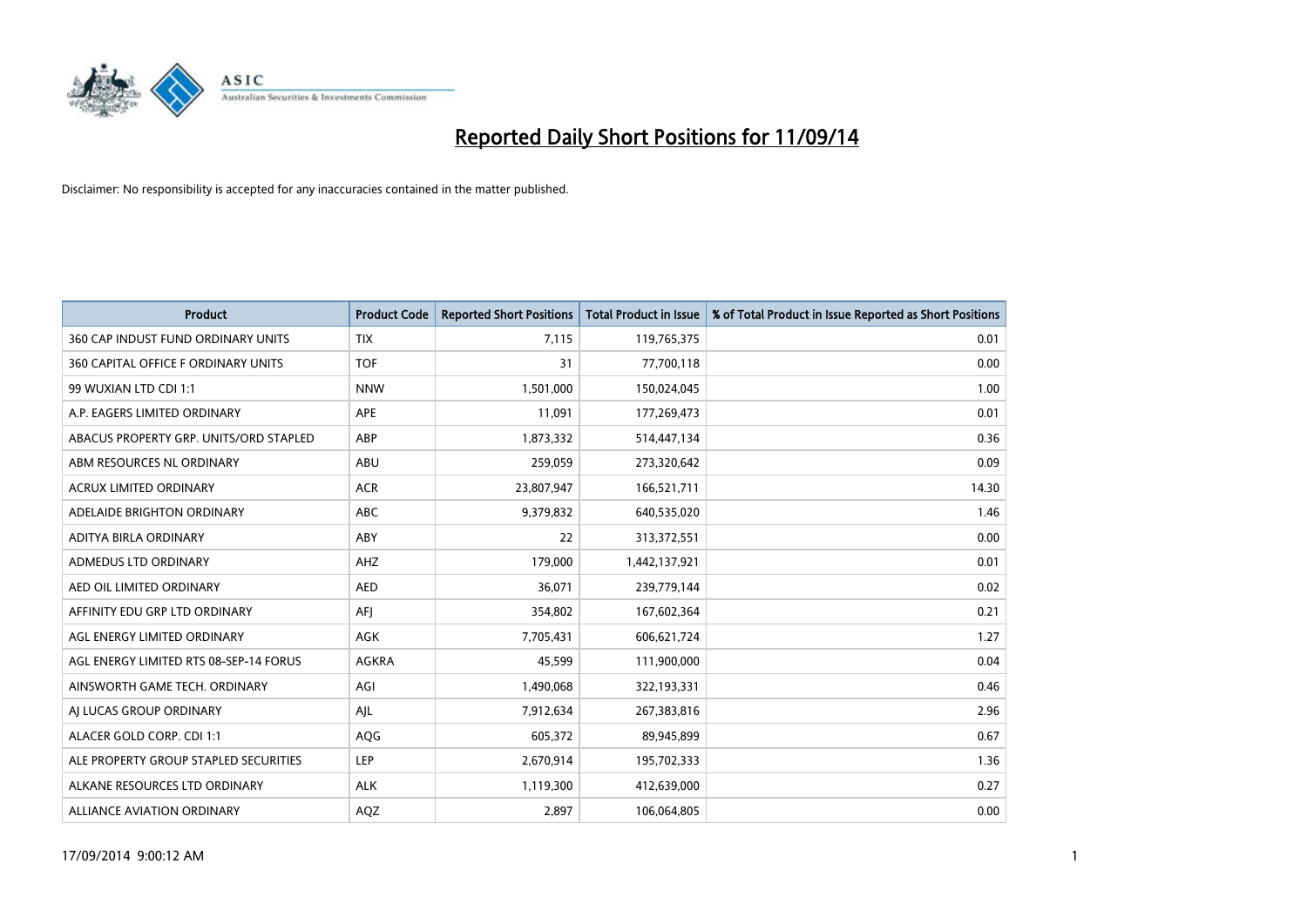# Reported Daily Short Positions for 11/09/14

Disclaimer: No responsibility is accepted for any inaccuracies contained in the matter published.

| Product | Product Code | Reported Short Positions | Total Product in Issue | % of Total Product in Issue Reported as Short Positions |
|---|---|---|---|---|
| 360 CAP INDUST FUND ORDINARY UNITS | TIX | 7,115 | 119,765,375 | 0.01 |
| 360 CAPITAL OFFICE F ORDINARY UNITS | TOF | 31 | 77,700,118 | 0.00 |
| 99 WUXIAN LTD CDI 1:1 | NNW | 1,501,000 | 150,024,045 | 1.00 |
| A.P. EAGERS LIMITED ORDINARY | APE | 11,091 | 177,269,473 | 0.01 |
| ABACUS PROPERTY GRP. UNITS/ORD STAPLED | ABP | 1,873,332 | 514,447,134 | 0.36 |
| ABM RESOURCES NL ORDINARY | ABU | 259,059 | 273,320,642 | 0.09 |
| ACRUX LIMITED ORDINARY | ACR | 23,807,947 | 166,521,711 | 14.30 |
| ADELAIDE BRIGHTON ORDINARY | ABC | 9,379,832 | 640,535,020 | 1.46 |
| ADITYA BIRLA ORDINARY | ABY | 22 | 313,372,551 | 0.00 |
| ADMEDUS LTD ORDINARY | AHZ | 179,000 | 1,442,137,921 | 0.01 |
| AED OIL LIMITED ORDINARY | AED | 36,071 | 239,779,144 | 0.02 |
| AFFINITY EDU GRP LTD ORDINARY | AFJ | 354,802 | 167,602,364 | 0.21 |
| AGL ENERGY LIMITED ORDINARY | AGK | 7,705,431 | 606,621,724 | 1.27 |
| AGL ENERGY LIMITED RTS 08-SEP-14 FORUS | AGKRA | 45,599 | 111,900,000 | 0.04 |
| AINSWORTH GAME TECH. ORDINARY | AGI | 1,490,068 | 322,193,331 | 0.46 |
| AJ LUCAS GROUP ORDINARY | AJL | 7,912,634 | 267,383,816 | 2.96 |
| ALACER GOLD CORP. CDI 1:1 | AQG | 605,372 | 89,945,899 | 0.67 |
| ALE PROPERTY GROUP STAPLED SECURITIES | LEP | 2,670,914 | 195,702,333 | 1.36 |
| ALKANE RESOURCES LTD ORDINARY | ALK | 1,119,300 | 412,639,000 | 0.27 |
| ALLIANCE AVIATION ORDINARY | AQZ | 2,897 | 106,064,805 | 0.00 |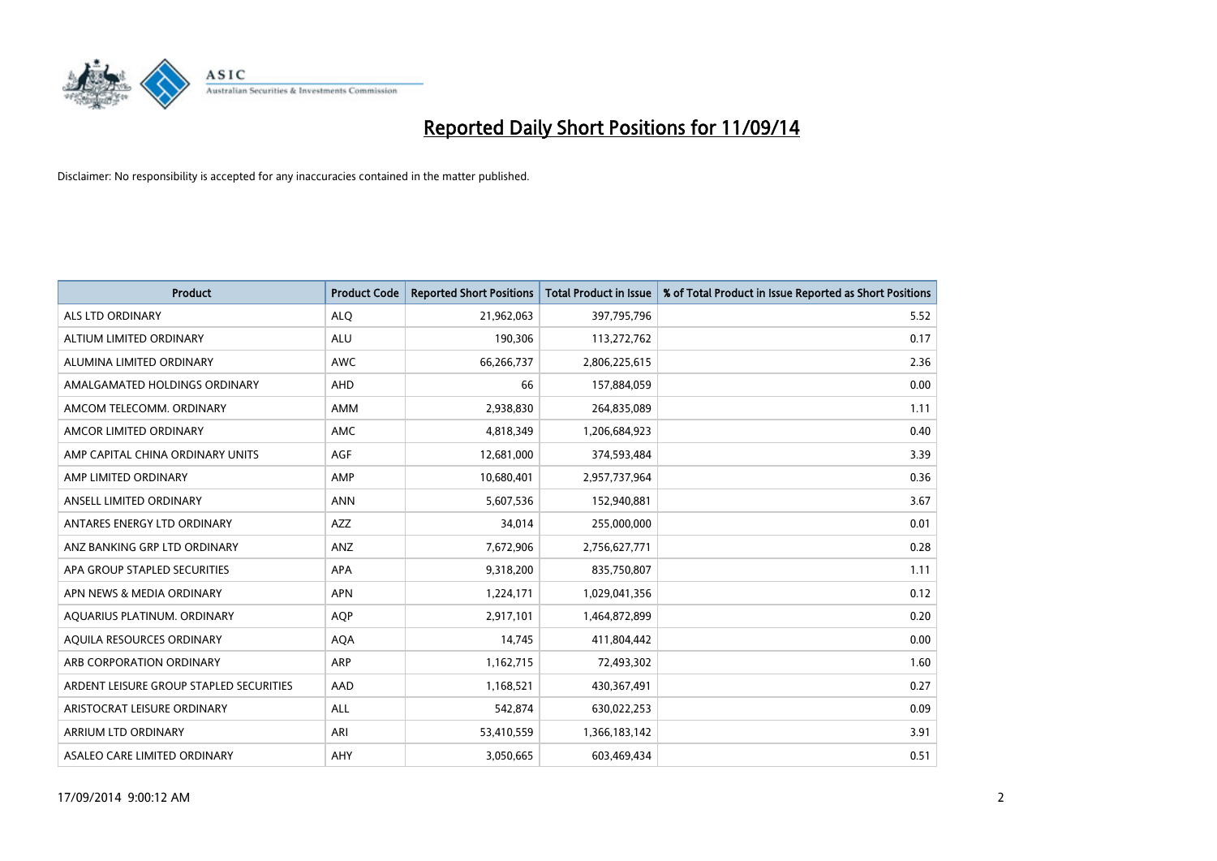# Reported Daily Short Positions for 11/09/14

Disclaimer: No responsibility is accepted for any inaccuracies contained in the matter published.

| Product | Product Code | Reported Short Positions | Total Product in Issue | % of Total Product in Issue Reported as Short Positions |
|---|---|---|---|---|
| ALS LTD ORDINARY | ALQ | 21,962,063 | 397,795,796 | 5.52 |
| ALTIUM LIMITED ORDINARY | ALU | 190,306 | 113,272,762 | 0.17 |
| ALUMINA LIMITED ORDINARY | AWC | 66,266,737 | 2,806,225,615 | 2.36 |
| AMALGAMATED HOLDINGS ORDINARY | AHD | 66 | 157,884,059 | 0.00 |
| AMCOM TELECOMM. ORDINARY | AMM | 2,938,830 | 264,835,089 | 1.11 |
| AMCOR LIMITED ORDINARY | AMC | 4,818,349 | 1,206,684,923 | 0.40 |
| AMP CAPITAL CHINA ORDINARY UNITS | AGF | 12,681,000 | 374,593,484 | 3.39 |
| AMP LIMITED ORDINARY | AMP | 10,680,401 | 2,957,737,964 | 0.36 |
| ANSELL LIMITED ORDINARY | ANN | 5,607,536 | 152,940,881 | 3.67 |
| ANTARES ENERGY LTD ORDINARY | AZZ | 34,014 | 255,000,000 | 0.01 |
| ANZ BANKING GRP LTD ORDINARY | ANZ | 7,672,906 | 2,756,627,771 | 0.28 |
| APA GROUP STAPLED SECURITIES | APA | 9,318,200 | 835,750,807 | 1.11 |
| APN NEWS & MEDIA ORDINARY | APN | 1,224,171 | 1,029,041,356 | 0.12 |
| AQUARIUS PLATINUM. ORDINARY | AQP | 2,917,101 | 1,464,872,899 | 0.20 |
| AQUILA RESOURCES ORDINARY | AQA | 14,745 | 411,804,442 | 0.00 |
| ARB CORPORATION ORDINARY | ARP | 1,162,715 | 72,493,302 | 1.60 |
| ARDENT LEISURE GROUP STAPLED SECURITIES | AAD | 1,168,521 | 430,367,491 | 0.27 |
| ARISTOCRAT LEISURE ORDINARY | ALL | 542,874 | 630,022,253 | 0.09 |
| ARRIUM LTD ORDINARY | ARI | 53,410,559 | 1,366,183,142 | 3.91 |
| ASALEO CARE LIMITED ORDINARY | AHY | 3,050,665 | 603,469,434 | 0.51 |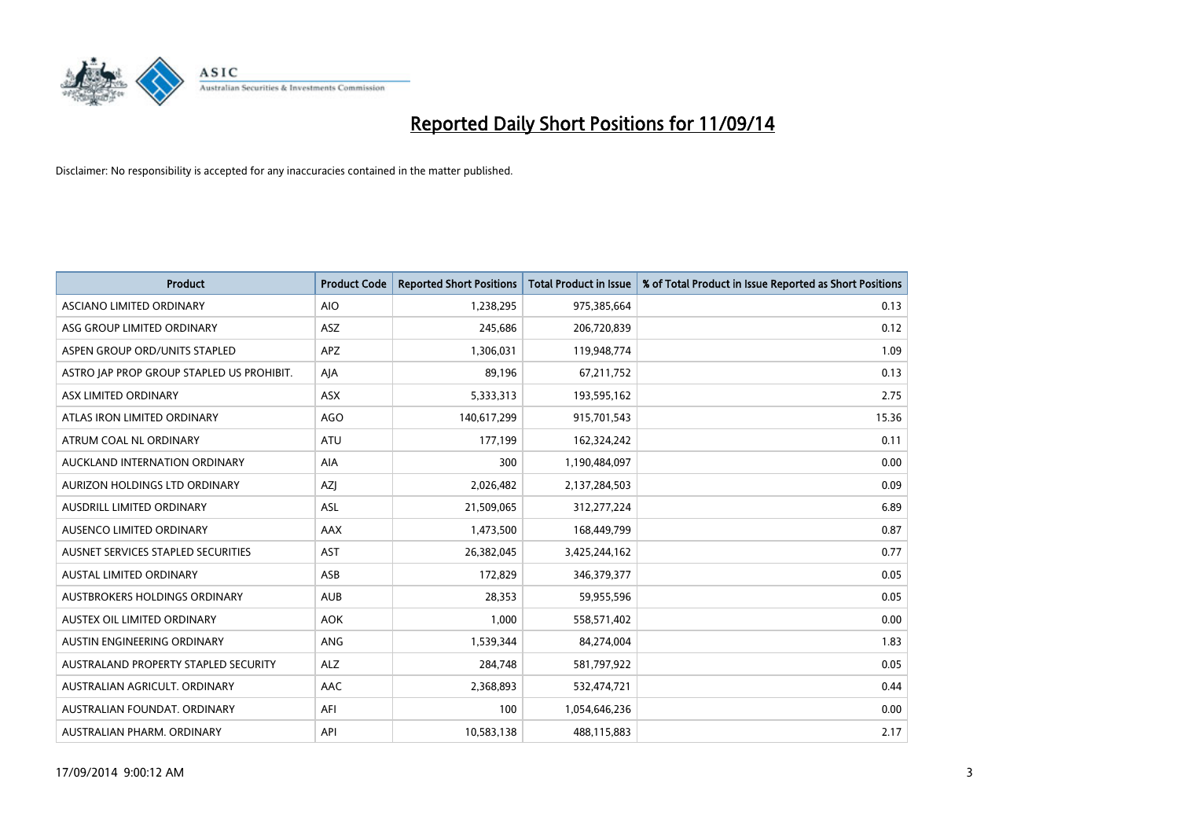# Reported Daily Short Positions for 11/09/14

Disclaimer: No responsibility is accepted for any inaccuracies contained in the matter published.

| Product | Product Code | Reported Short Positions | Total Product in Issue | % of Total Product in Issue Reported as Short Positions |
|---|---|---|---|---|
| ASCIANO LIMITED ORDINARY | AIO | 1,238,295 | 975,385,664 | 0.13 |
| ASG GROUP LIMITED ORDINARY | ASZ | 245,686 | 206,720,839 | 0.12 |
| ASPEN GROUP ORD/UNITS STAPLED | APZ | 1,306,031 | 119,948,774 | 1.09 |
| ASTRO JAP PROP GROUP STAPLED US PROHIBIT. | AJA | 89,196 | 67,211,752 | 0.13 |
| ASX LIMITED ORDINARY | ASX | 5,333,313 | 193,595,162 | 2.75 |
| ATLAS IRON LIMITED ORDINARY | AGO | 140,617,299 | 915,701,543 | 15.36 |
| ATRUM COAL NL ORDINARY | ATU | 177,199 | 162,324,242 | 0.11 |
| AUCKLAND INTERNATION ORDINARY | AIA | 300 | 1,190,484,097 | 0.00 |
| AURIZON HOLDINGS LTD ORDINARY | AZJ | 2,026,482 | 2,137,284,503 | 0.09 |
| AUSDRILL LIMITED ORDINARY | ASL | 21,509,065 | 312,277,224 | 6.89 |
| AUSENCO LIMITED ORDINARY | AAX | 1,473,500 | 168,449,799 | 0.87 |
| AUSNET SERVICES STAPLED SECURITIES | AST | 26,382,045 | 3,425,244,162 | 0.77 |
| AUSTAL LIMITED ORDINARY | ASB | 172,829 | 346,379,377 | 0.05 |
| AUSTBROKERS HOLDINGS ORDINARY | AUB | 28,353 | 59,955,596 | 0.05 |
| AUSTEX OIL LIMITED ORDINARY | AOK | 1,000 | 558,571,402 | 0.00 |
| AUSTIN ENGINEERING ORDINARY | ANG | 1,539,344 | 84,274,004 | 1.83 |
| AUSTRALAND PROPERTY STAPLED SECURITY | ALZ | 284,748 | 581,797,922 | 0.05 |
| AUSTRALIAN AGRICULT. ORDINARY | AAC | 2,368,893 | 532,474,721 | 0.44 |
| AUSTRALIAN FOUNDAT. ORDINARY | AFI | 100 | 1,054,646,236 | 0.00 |
| AUSTRALIAN PHARM. ORDINARY | API | 10,583,138 | 488,115,883 | 2.17 |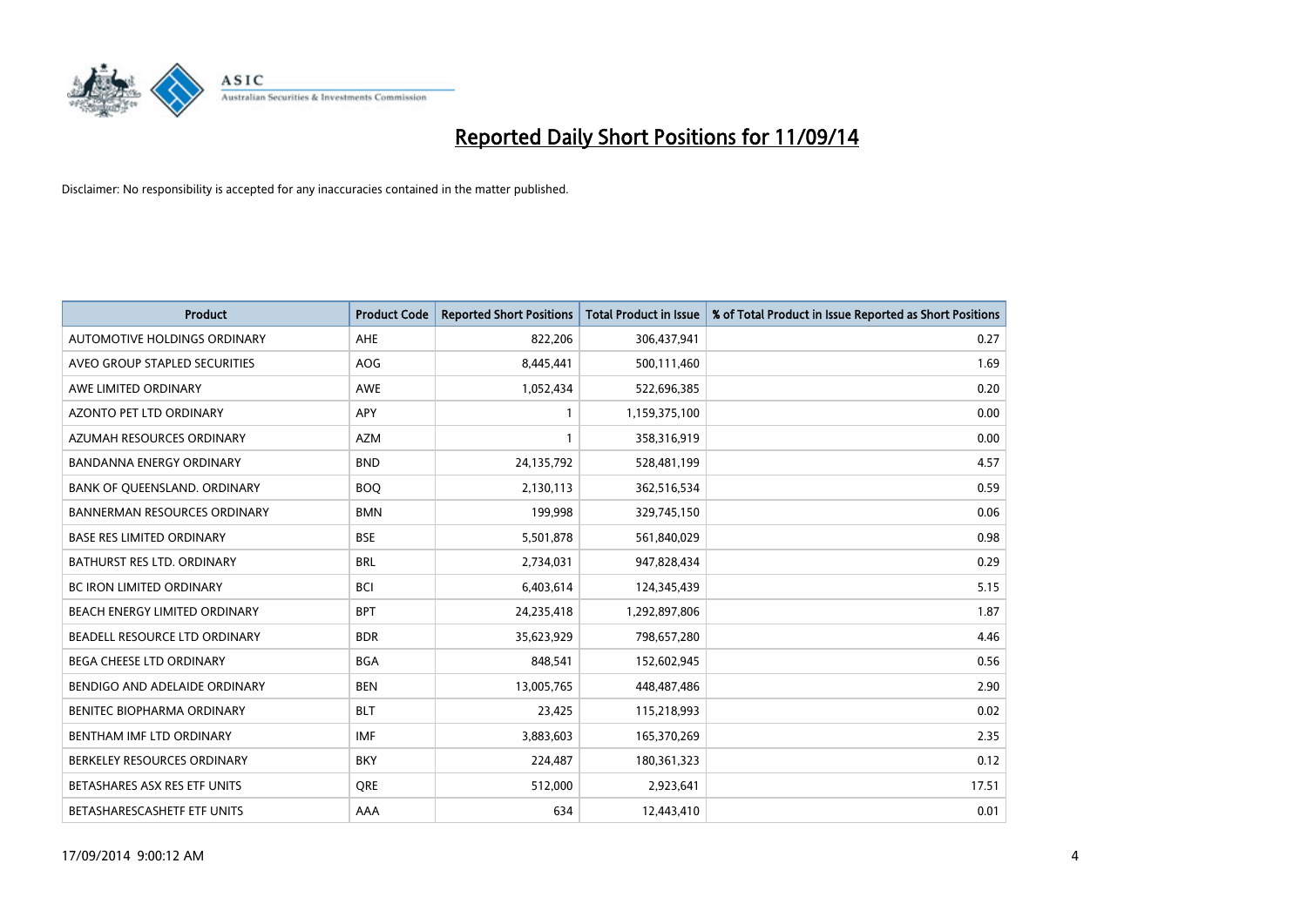# Reported Daily Short Positions for 11/09/14

Disclaimer: No responsibility is accepted for any inaccuracies contained in the matter published.

| Product | Product Code | Reported Short Positions | Total Product in Issue | % of Total Product in Issue Reported as Short Positions |
| --- | --- | --- | --- | --- |
| AUTOMOTIVE HOLDINGS ORDINARY | AHE | 822,206 | 306,437,941 | 0.27 |
| AVEO GROUP STAPLED SECURITIES | AOG | 8,445,441 | 500,111,460 | 1.69 |
| AWE LIMITED ORDINARY | AWE | 1,052,434 | 522,696,385 | 0.20 |
| AZONTO PET LTD ORDINARY | APY | 1 | 1,159,375,100 | 0.00 |
| AZUMAH RESOURCES ORDINARY | AZM | 1 | 358,316,919 | 0.00 |
| BANDANNA ENERGY ORDINARY | BND | 24,135,792 | 528,481,199 | 4.57 |
| BANK OF QUEENSLAND. ORDINARY | BOQ | 2,130,113 | 362,516,534 | 0.59 |
| BANNERMAN RESOURCES ORDINARY | BMN | 199,998 | 329,745,150 | 0.06 |
| BASE RES LIMITED ORDINARY | BSE | 5,501,878 | 561,840,029 | 0.98 |
| BATHURST RES LTD. ORDINARY | BRL | 2,734,031 | 947,828,434 | 0.29 |
| BC IRON LIMITED ORDINARY | BCI | 6,403,614 | 124,345,439 | 5.15 |
| BEACH ENERGY LIMITED ORDINARY | BPT | 24,235,418 | 1,292,897,806 | 1.87 |
| BEADELL RESOURCE LTD ORDINARY | BDR | 35,623,929 | 798,657,280 | 4.46 |
| BEGA CHEESE LTD ORDINARY | BGA | 848,541 | 152,602,945 | 0.56 |
| BENDIGO AND ADELAIDE ORDINARY | BEN | 13,005,765 | 448,487,486 | 2.90 |
| BENITEC BIOPHARMA ORDINARY | BLT | 23,425 | 115,218,993 | 0.02 |
| BENTHAM IMF LTD ORDINARY | IMF | 3,883,603 | 165,370,269 | 2.35 |
| BERKELEY RESOURCES ORDINARY | BKY | 224,487 | 180,361,323 | 0.12 |
| BETASHARES ASX RES ETF UNITS | QRE | 512,000 | 2,923,641 | 17.51 |
| BETASHARESCASHETF ETF UNITS | AAA | 634 | 12,443,410 | 0.01 |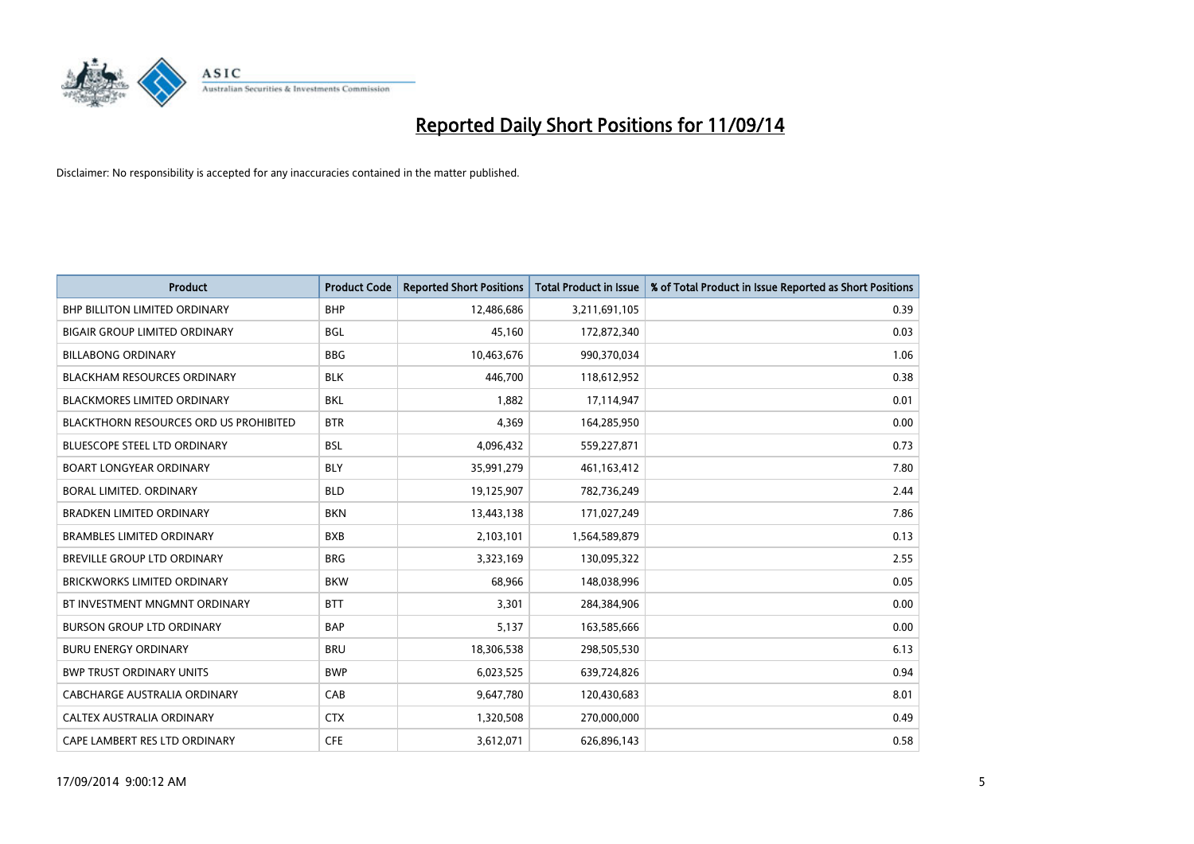# Reported Daily Short Positions for 11/09/14

Disclaimer: No responsibility is accepted for any inaccuracies contained in the matter published.

| Product | Product Code | Reported Short Positions | Total Product in Issue | % of Total Product in Issue Reported as Short Positions |
|---|---|---|---|---|
| BHP BILLITON LIMITED ORDINARY | BHP | 12,486,686 | 3,211,691,105 | 0.39 |
| BIGAIR GROUP LIMITED ORDINARY | BGL | 45,160 | 172,872,340 | 0.03 |
| BILLABONG ORDINARY | BBG | 10,463,676 | 990,370,034 | 1.06 |
| BLACKHAM RESOURCES ORDINARY | BLK | 446,700 | 118,612,952 | 0.38 |
| BLACKMORES LIMITED ORDINARY | BKL | 1,882 | 17,114,947 | 0.01 |
| BLACKTHORN RESOURCES ORD US PROHIBITED | BTR | 4,369 | 164,285,950 | 0.00 |
| BLUESCOPE STEEL LTD ORDINARY | BSL | 4,096,432 | 559,227,871 | 0.73 |
| BOART LONGYEAR ORDINARY | BLY | 35,991,279 | 461,163,412 | 7.80 |
| BORAL LIMITED. ORDINARY | BLD | 19,125,907 | 782,736,249 | 2.44 |
| BRADKEN LIMITED ORDINARY | BKN | 13,443,138 | 171,027,249 | 7.86 |
| BRAMBLES LIMITED ORDINARY | BXB | 2,103,101 | 1,564,589,879 | 0.13 |
| BREVILLE GROUP LTD ORDINARY | BRG | 3,323,169 | 130,095,322 | 2.55 |
| BRICKWORKS LIMITED ORDINARY | BKW | 68,966 | 148,038,996 | 0.05 |
| BT INVESTMENT MNGMNT ORDINARY | BTT | 3,301 | 284,384,906 | 0.00 |
| BURSON GROUP LTD ORDINARY | BAP | 5,137 | 163,585,666 | 0.00 |
| BURU ENERGY ORDINARY | BRU | 18,306,538 | 298,505,530 | 6.13 |
| BWP TRUST ORDINARY UNITS | BWP | 6,023,525 | 639,724,826 | 0.94 |
| CABCHARGE AUSTRALIA ORDINARY | CAB | 9,647,780 | 120,430,683 | 8.01 |
| CALTEX AUSTRALIA ORDINARY | CTX | 1,320,508 | 270,000,000 | 0.49 |
| CAPE LAMBERT RES LTD ORDINARY | CFE | 3,612,071 | 626,896,143 | 0.58 |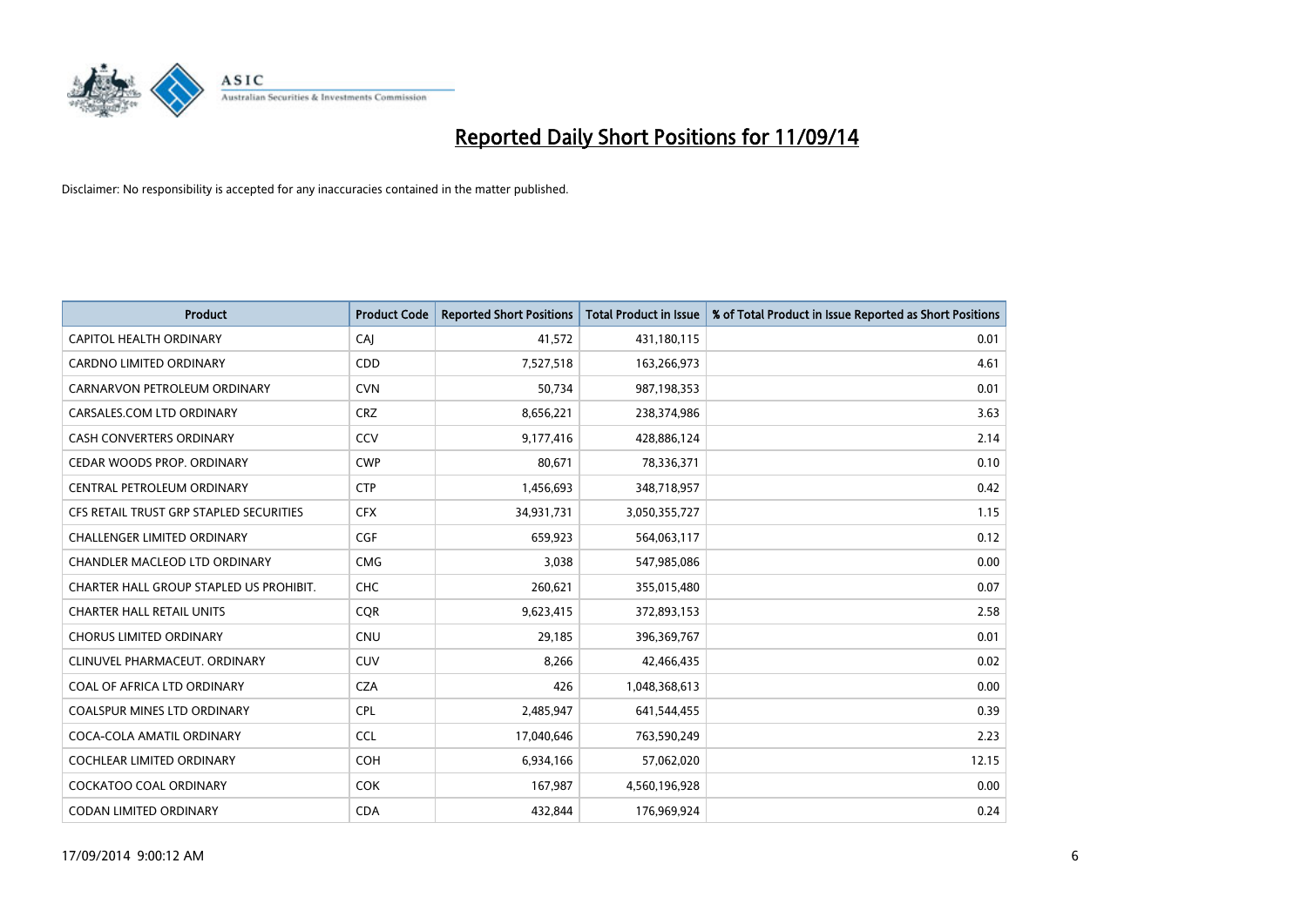# Reported Daily Short Positions for 11/09/14

Disclaimer: No responsibility is accepted for any inaccuracies contained in the matter published.

| Product | Product Code | Reported Short Positions | Total Product in Issue | % of Total Product in Issue Reported as Short Positions |
|---|---|---|---|---|
| CAPITOL HEALTH ORDINARY | CAJ | 41,572 | 431,180,115 | 0.01 |
| CARDNO LIMITED ORDINARY | CDD | 7,527,518 | 163,266,973 | 4.61 |
| CARNARVON PETROLEUM ORDINARY | CVN | 50,734 | 987,198,353 | 0.01 |
| CARSALES.COM LTD ORDINARY | CRZ | 8,656,221 | 238,374,986 | 3.63 |
| CASH CONVERTERS ORDINARY | CCV | 9,177,416 | 428,886,124 | 2.14 |
| CEDAR WOODS PROP. ORDINARY | CWP | 80,671 | 78,336,371 | 0.10 |
| CENTRAL PETROLEUM ORDINARY | CTP | 1,456,693 | 348,718,957 | 0.42 |
| CFS RETAIL TRUST GRP STAPLED SECURITIES | CFX | 34,931,731 | 3,050,355,727 | 1.15 |
| CHALLENGER LIMITED ORDINARY | CGF | 659,923 | 564,063,117 | 0.12 |
| CHANDLER MACLEOD LTD ORDINARY | CMG | 3,038 | 547,985,086 | 0.00 |
| CHARTER HALL GROUP STAPLED US PROHIBIT. | CHC | 260,621 | 355,015,480 | 0.07 |
| CHARTER HALL RETAIL UNITS | CQR | 9,623,415 | 372,893,153 | 2.58 |
| CHORUS LIMITED ORDINARY | CNU | 29,185 | 396,369,767 | 0.01 |
| CLINUVEL PHARMACEUT. ORDINARY | CUV | 8,266 | 42,466,435 | 0.02 |
| COAL OF AFRICA LTD ORDINARY | CZA | 426 | 1,048,368,613 | 0.00 |
| COALSPUR MINES LTD ORDINARY | CPL | 2,485,947 | 641,544,455 | 0.39 |
| COCA-COLA AMATIL ORDINARY | CCL | 17,040,646 | 763,590,249 | 2.23 |
| COCHLEAR LIMITED ORDINARY | COH | 6,934,166 | 57,062,020 | 12.15 |
| COCKATOO COAL ORDINARY | COK | 167,987 | 4,560,196,928 | 0.00 |
| CODAN LIMITED ORDINARY | CDA | 432,844 | 176,969,924 | 0.24 |

17/09/2014 9:00:12 AM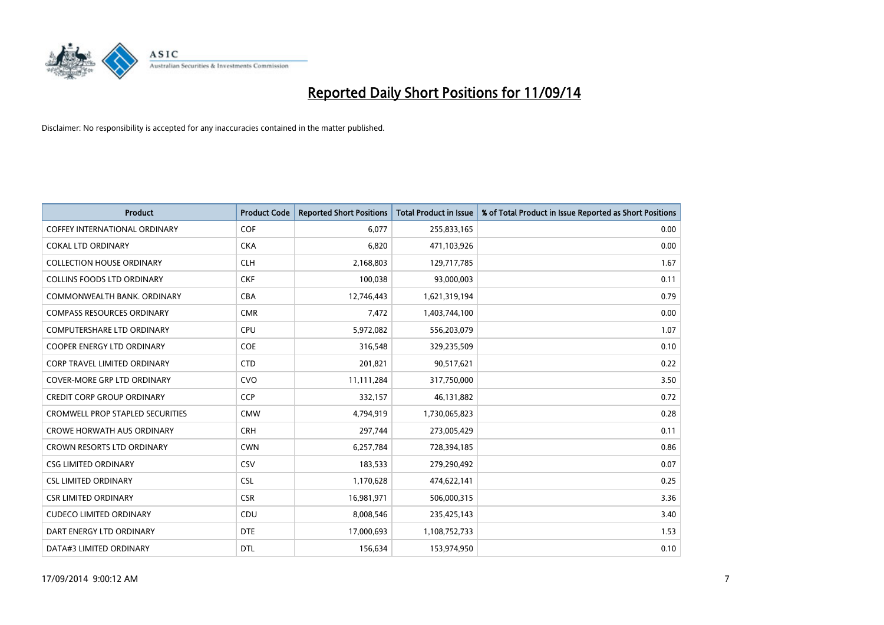# Reported Daily Short Positions for 11/09/14

Disclaimer: No responsibility is accepted for any inaccuracies contained in the matter published.

| Product | Product Code | Reported Short Positions | Total Product in Issue | % of Total Product in Issue Reported as Short Positions |
|---|---|---|---|---|
| COFFEY INTERNATIONAL ORDINARY | COF | 6,077 | 255,833,165 | 0.00 |
| COKAL LTD ORDINARY | CKA | 6,820 | 471,103,926 | 0.00 |
| COLLECTION HOUSE ORDINARY | CLH | 2,168,803 | 129,717,785 | 1.67 |
| COLLINS FOODS LTD ORDINARY | CKF | 100,038 | 93,000,003 | 0.11 |
| COMMONWEALTH BANK. ORDINARY | CBA | 12,746,443 | 1,621,319,194 | 0.79 |
| COMPASS RESOURCES ORDINARY | CMR | 7,472 | 1,403,744,100 | 0.00 |
| COMPUTERSHARE LTD ORDINARY | CPU | 5,972,082 | 556,203,079 | 1.07 |
| COOPER ENERGY LTD ORDINARY | COE | 316,548 | 329,235,509 | 0.10 |
| CORP TRAVEL LIMITED ORDINARY | CTD | 201,821 | 90,517,621 | 0.22 |
| COVER-MORE GRP LTD ORDINARY | CVO | 11,111,284 | 317,750,000 | 3.50 |
| CREDIT CORP GROUP ORDINARY | CCP | 332,157 | 46,131,882 | 0.72 |
| CROMWELL PROP STAPLED SECURITIES | CMW | 4,794,919 | 1,730,065,823 | 0.28 |
| CROWE HORWATH AUS ORDINARY | CRH | 297,744 | 273,005,429 | 0.11 |
| CROWN RESORTS LTD ORDINARY | CWN | 6,257,784 | 728,394,185 | 0.86 |
| CSG LIMITED ORDINARY | CSV | 183,533 | 279,290,492 | 0.07 |
| CSL LIMITED ORDINARY | CSL | 1,170,628 | 474,622,141 | 0.25 |
| CSR LIMITED ORDINARY | CSR | 16,981,971 | 506,000,315 | 3.36 |
| CUDECO LIMITED ORDINARY | CDU | 8,008,546 | 235,425,143 | 3.40 |
| DART ENERGY LTD ORDINARY | DTE | 17,000,693 | 1,108,752,733 | 1.53 |
| DATA#3 LIMITED ORDINARY | DTL | 156,634 | 153,974,950 | 0.10 |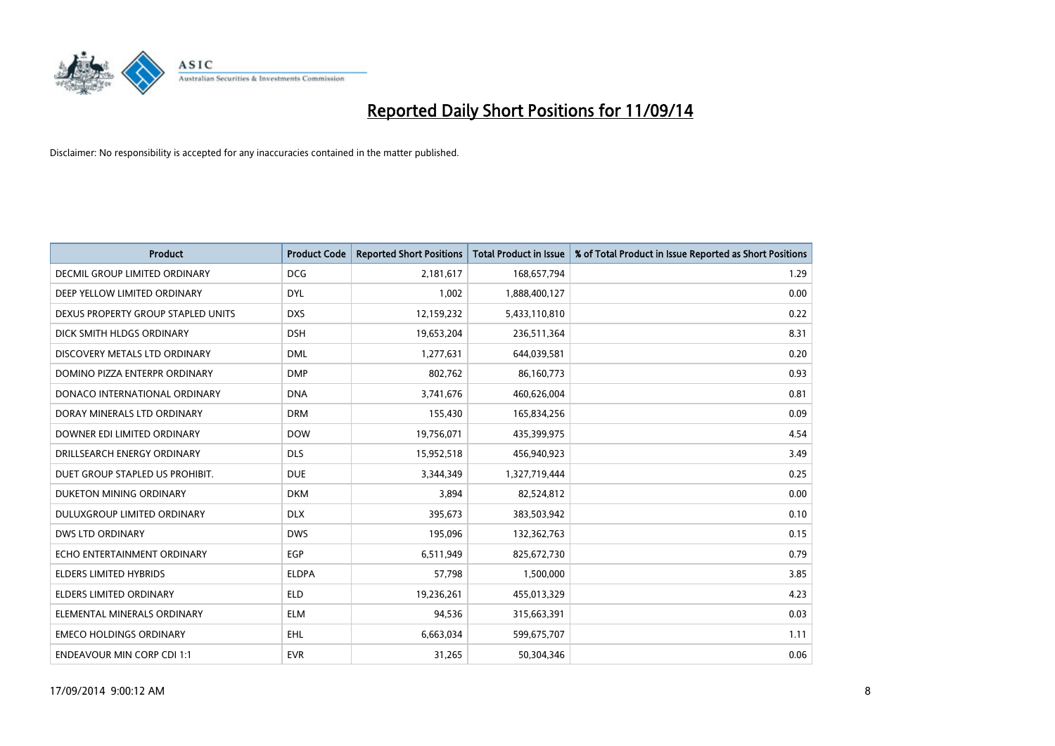# Reported Daily Short Positions for 11/09/14

Disclaimer: No responsibility is accepted for any inaccuracies contained in the matter published.

| Product | Product Code | Reported Short Positions | Total Product in Issue | % of Total Product in Issue Reported as Short Positions |
|---|---|---|---|---|
| DECMIL GROUP LIMITED ORDINARY | DCG | 2,181,617 | 168,657,794 | 1.29 |
| DEEP YELLOW LIMITED ORDINARY | DYL | 1,002 | 1,888,400,127 | 0.00 |
| DEXUS PROPERTY GROUP STAPLED UNITS | DXS | 12,159,232 | 5,433,110,810 | 0.22 |
| DICK SMITH HLDGS ORDINARY | DSH | 19,653,204 | 236,511,364 | 8.31 |
| DISCOVERY METALS LTD ORDINARY | DML | 1,277,631 | 644,039,581 | 0.20 |
| DOMINO PIZZA ENTERPR ORDINARY | DMP | 802,762 | 86,160,773 | 0.93 |
| DONACO INTERNATIONAL ORDINARY | DNA | 3,741,676 | 460,626,004 | 0.81 |
| DORAY MINERALS LTD ORDINARY | DRM | 155,430 | 165,834,256 | 0.09 |
| DOWNER EDI LIMITED ORDINARY | DOW | 19,756,071 | 435,399,975 | 4.54 |
| DRILLSEARCH ENERGY ORDINARY | DLS | 15,952,518 | 456,940,923 | 3.49 |
| DUET GROUP STAPLED US PROHIBIT. | DUE | 3,344,349 | 1,327,719,444 | 0.25 |
| DUKETON MINING ORDINARY | DKM | 3,894 | 82,524,812 | 0.00 |
| DULUXGROUP LIMITED ORDINARY | DLX | 395,673 | 383,503,942 | 0.10 |
| DWS LTD ORDINARY | DWS | 195,096 | 132,362,763 | 0.15 |
| ECHO ENTERTAINMENT ORDINARY | EGP | 6,511,949 | 825,672,730 | 0.79 |
| ELDERS LIMITED HYBRIDS | ELDPA | 57,798 | 1,500,000 | 3.85 |
| ELDERS LIMITED ORDINARY | ELD | 19,236,261 | 455,013,329 | 4.23 |
| ELEMENTAL MINERALS ORDINARY | ELM | 94,536 | 315,663,391 | 0.03 |
| EMECO HOLDINGS ORDINARY | EHL | 6,663,034 | 599,675,707 | 1.11 |
| ENDEAVOUR MIN CORP CDI 1:1 | EVR | 31,265 | 50,304,346 | 0.06 |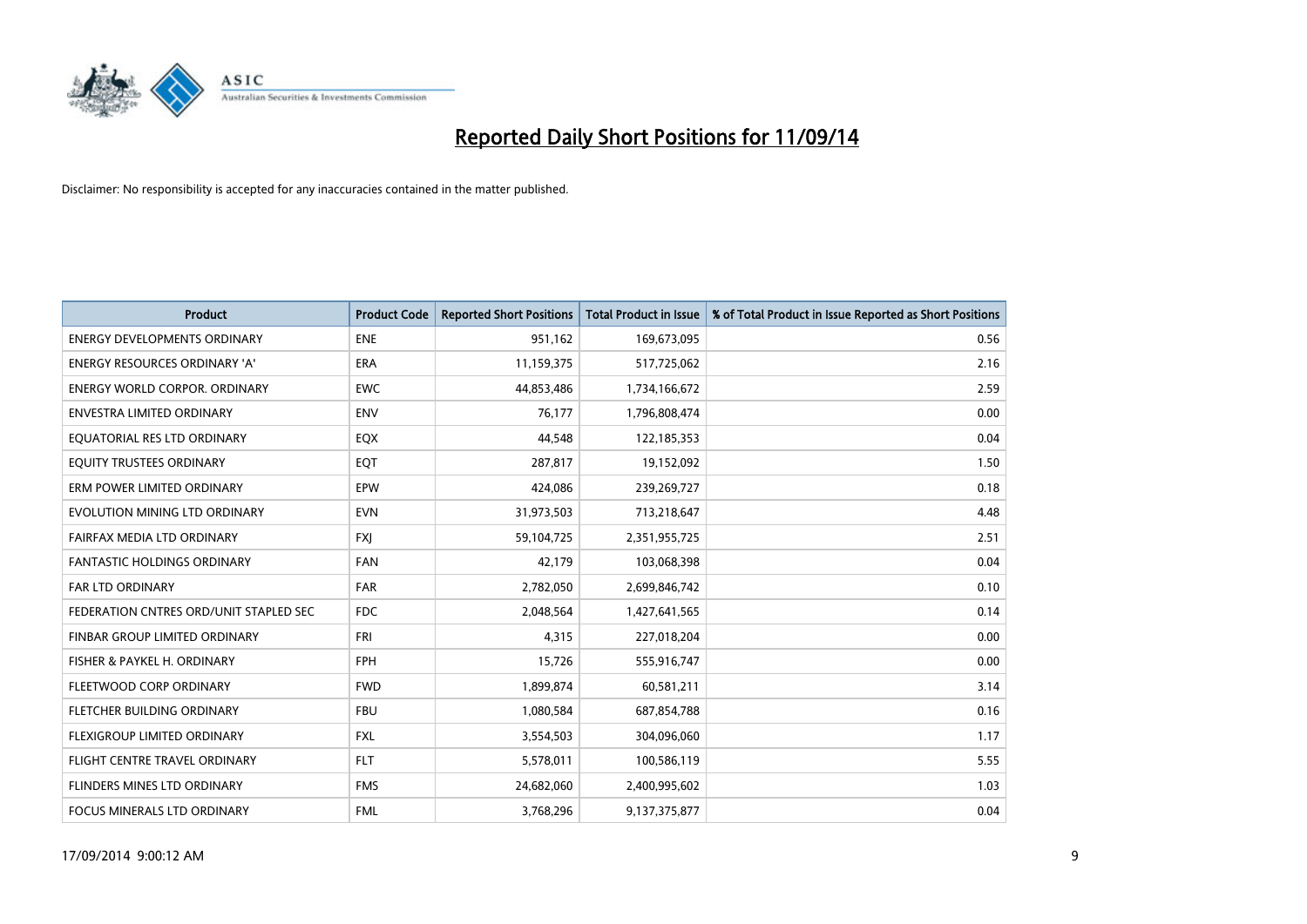# Reported Daily Short Positions for 11/09/14

Disclaimer: No responsibility is accepted for any inaccuracies contained in the matter published.

| Product | Product Code | Reported Short Positions | Total Product in Issue | % of Total Product in Issue Reported as Short Positions |
|---|---|---|---|---|
| ENERGY DEVELOPMENTS ORDINARY | ENE | 951,162 | 169,673,095 | 0.56 |
| ENERGY RESOURCES ORDINARY 'A' | ERA | 11,159,375 | 517,725,062 | 2.16 |
| ENERGY WORLD CORPOR. ORDINARY | EWC | 44,853,486 | 1,734,166,672 | 2.59 |
| ENVESTRA LIMITED ORDINARY | ENV | 76,177 | 1,796,808,474 | 0.00 |
| EQUATORIAL RES LTD ORDINARY | EQX | 44,548 | 122,185,353 | 0.04 |
| EQUITY TRUSTEES ORDINARY | EQT | 287,817 | 19,152,092 | 1.50 |
| ERM POWER LIMITED ORDINARY | EPW | 424,086 | 239,269,727 | 0.18 |
| EVOLUTION MINING LTD ORDINARY | EVN | 31,973,503 | 713,218,647 | 4.48 |
| FAIRFAX MEDIA LTD ORDINARY | FXJ | 59,104,725 | 2,351,955,725 | 2.51 |
| FANTASTIC HOLDINGS ORDINARY | FAN | 42,179 | 103,068,398 | 0.04 |
| FAR LTD ORDINARY | FAR | 2,782,050 | 2,699,846,742 | 0.10 |
| FEDERATION CNTRES ORD/UNIT STAPLED SEC | FDC | 2,048,564 | 1,427,641,565 | 0.14 |
| FINBAR GROUP LIMITED ORDINARY | FRI | 4,315 | 227,018,204 | 0.00 |
| FISHER & PAYKEL H. ORDINARY | FPH | 15,726 | 555,916,747 | 0.00 |
| FLEETWOOD CORP ORDINARY | FWD | 1,899,874 | 60,581,211 | 3.14 |
| FLETCHER BUILDING ORDINARY | FBU | 1,080,584 | 687,854,788 | 0.16 |
| FLEXIGROUP LIMITED ORDINARY | FXL | 3,554,503 | 304,096,060 | 1.17 |
| FLIGHT CENTRE TRAVEL ORDINARY | FLT | 5,578,011 | 100,586,119 | 5.55 |
| FLINDERS MINES LTD ORDINARY | FMS | 24,682,060 | 2,400,995,602 | 1.03 |
| FOCUS MINERALS LTD ORDINARY | FML | 3,768,296 | 9,137,375,877 | 0.04 |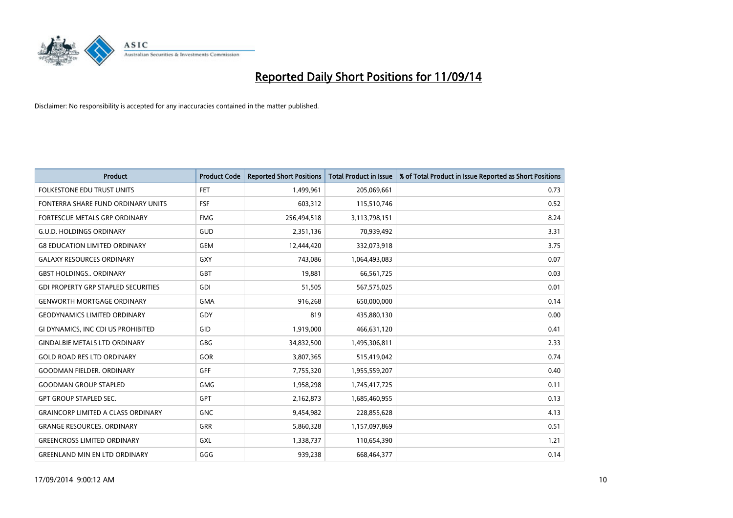# Reported Daily Short Positions for 11/09/14

Disclaimer: No responsibility is accepted for any inaccuracies contained in the matter published.

| Product | Product Code | Reported Short Positions | Total Product in Issue | % of Total Product in Issue Reported as Short Positions |
|---|---|---|---|---|
| FOLKESTONE EDU TRUST UNITS | FET | 1,499,961 | 205,069,661 | 0.73 |
| FONTERRA SHARE FUND ORDINARY UNITS | FSF | 603,312 | 115,510,746 | 0.52 |
| FORTESCUE METALS GRP ORDINARY | FMG | 256,494,518 | 3,113,798,151 | 8.24 |
| G.U.D. HOLDINGS ORDINARY | GUD | 2,351,136 | 70,939,492 | 3.31 |
| G8 EDUCATION LIMITED ORDINARY | GEM | 12,444,420 | 332,073,918 | 3.75 |
| GALAXY RESOURCES ORDINARY | GXY | 743,086 | 1,064,493,083 | 0.07 |
| GBST HOLDINGS.. ORDINARY | GBT | 19,881 | 66,561,725 | 0.03 |
| GDI PROPERTY GRP STAPLED SECURITIES | GDI | 51,505 | 567,575,025 | 0.01 |
| GENWORTH MORTGAGE ORDINARY | GMA | 916,268 | 650,000,000 | 0.14 |
| GEODYNAMICS LIMITED ORDINARY | GDY | 819 | 435,880,130 | 0.00 |
| GI DYNAMICS, INC CDI US PROHIBITED | GID | 1,919,000 | 466,631,120 | 0.41 |
| GINDALBIE METALS LTD ORDINARY | GBG | 34,832,500 | 1,495,306,811 | 2.33 |
| GOLD ROAD RES LTD ORDINARY | GOR | 3,807,365 | 515,419,042 | 0.74 |
| GOODMAN FIELDER. ORDINARY | GFF | 7,755,320 | 1,955,559,207 | 0.40 |
| GOODMAN GROUP STAPLED | GMG | 1,958,298 | 1,745,417,725 | 0.11 |
| GPT GROUP STAPLED SEC. | GPT | 2,162,873 | 1,685,460,955 | 0.13 |
| GRAINCORP LIMITED A CLASS ORDINARY | GNC | 9,454,982 | 228,855,628 | 4.13 |
| GRANGE RESOURCES. ORDINARY | GRR | 5,860,328 | 1,157,097,869 | 0.51 |
| GREENCROSS LIMITED ORDINARY | GXL | 1,338,737 | 110,654,390 | 1.21 |
| GREENLAND MIN EN LTD ORDINARY | GGG | 939,238 | 668,464,377 | 0.14 |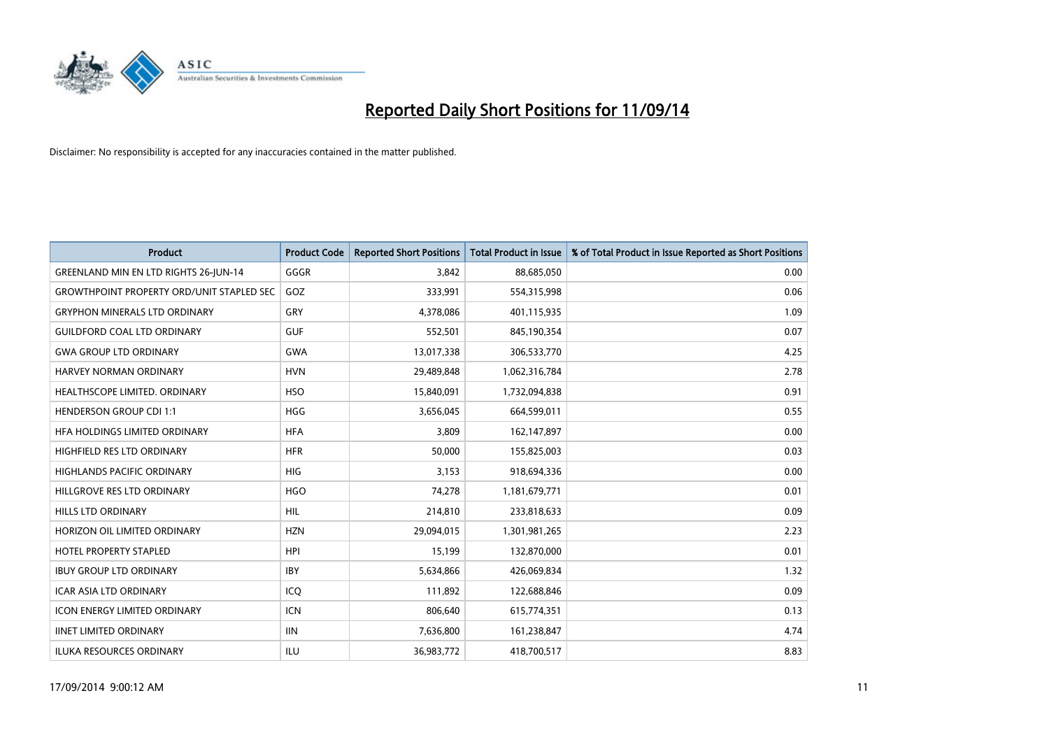# Reported Daily Short Positions for 11/09/14

Disclaimer: No responsibility is accepted for any inaccuracies contained in the matter published.

| Product | Product Code | Reported Short Positions | Total Product in Issue | % of Total Product in Issue Reported as Short Positions |
|---|---|---|---|---|
| GREENLAND MIN EN LTD RIGHTS 26-JUN-14 | GGGR | 3,842 | 88,685,050 | 0.00 |
| GROWTHPOINT PROPERTY ORD/UNIT STAPLED SEC | GOZ | 333,991 | 554,315,998 | 0.06 |
| GRYPHON MINERALS LTD ORDINARY | GRY | 4,378,086 | 401,115,935 | 1.09 |
| GUILDFORD COAL LTD ORDINARY | GUF | 552,501 | 845,190,354 | 0.07 |
| GWA GROUP LTD ORDINARY | GWA | 13,017,338 | 306,533,770 | 4.25 |
| HARVEY NORMAN ORDINARY | HVN | 29,489,848 | 1,062,316,784 | 2.78 |
| HEALTHSCOPE LIMITED. ORDINARY | HSO | 15,840,091 | 1,732,094,838 | 0.91 |
| HENDERSON GROUP CDI 1:1 | HGG | 3,656,045 | 664,599,011 | 0.55 |
| HFA HOLDINGS LIMITED ORDINARY | HFA | 3,809 | 162,147,897 | 0.00 |
| HIGHFIELD RES LTD ORDINARY | HFR | 50,000 | 155,825,003 | 0.03 |
| HIGHLANDS PACIFIC ORDINARY | HIG | 3,153 | 918,694,336 | 0.00 |
| HILLGROVE RES LTD ORDINARY | HGO | 74,278 | 1,181,679,771 | 0.01 |
| HILLS LTD ORDINARY | HIL | 214,810 | 233,818,633 | 0.09 |
| HORIZON OIL LIMITED ORDINARY | HZN | 29,094,015 | 1,301,981,265 | 2.23 |
| HOTEL PROPERTY STAPLED | HPI | 15,199 | 132,870,000 | 0.01 |
| IBUY GROUP LTD ORDINARY | IBY | 5,634,866 | 426,069,834 | 1.32 |
| ICAR ASIA LTD ORDINARY | ICQ | 111,892 | 122,688,846 | 0.09 |
| ICON ENERGY LIMITED ORDINARY | ICN | 806,640 | 615,774,351 | 0.13 |
| IINET LIMITED ORDINARY | IIN | 7,636,800 | 161,238,847 | 4.74 |
| ILUKA RESOURCES ORDINARY | ILU | 36,983,772 | 418,700,517 | 8.83 |

17/09/2014 9:00:12 AM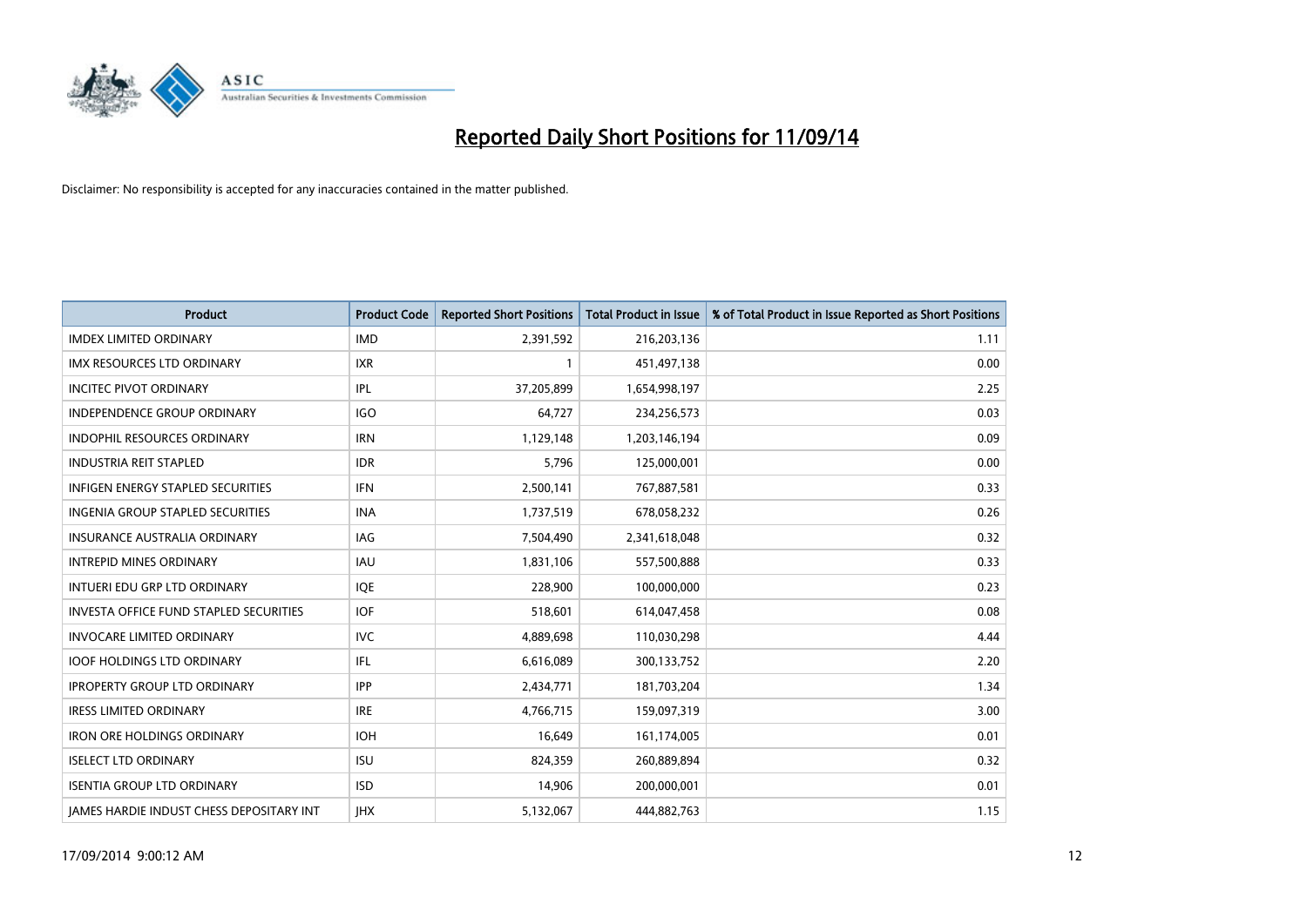# Reported Daily Short Positions for 11/09/14

Disclaimer: No responsibility is accepted for any inaccuracies contained in the matter published.

| Product | Product Code | Reported Short Positions | Total Product in Issue | % of Total Product in Issue Reported as Short Positions |
|---|---|---|---|---|
| IMDEX LIMITED ORDINARY | IMD | 2,391,592 | 216,203,136 | 1.11 |
| IMX RESOURCES LTD ORDINARY | IXR | 1 | 451,497,138 | 0.00 |
| INCITEC PIVOT ORDINARY | IPL | 37,205,899 | 1,654,998,197 | 2.25 |
| INDEPENDENCE GROUP ORDINARY | IGO | 64,727 | 234,256,573 | 0.03 |
| INDOPHIL RESOURCES ORDINARY | IRN | 1,129,148 | 1,203,146,194 | 0.09 |
| INDUSTRIA REIT STAPLED | IDR | 5,796 | 125,000,001 | 0.00 |
| INFIGEN ENERGY STAPLED SECURITIES | IFN | 2,500,141 | 767,887,581 | 0.33 |
| INGENIA GROUP STAPLED SECURITIES | INA | 1,737,519 | 678,058,232 | 0.26 |
| INSURANCE AUSTRALIA ORDINARY | IAG | 7,504,490 | 2,341,618,048 | 0.32 |
| INTREPID MINES ORDINARY | IAU | 1,831,106 | 557,500,888 | 0.33 |
| INTUERI EDU GRP LTD ORDINARY | IQE | 228,900 | 100,000,000 | 0.23 |
| INVESTA OFFICE FUND STAPLED SECURITIES | IOF | 518,601 | 614,047,458 | 0.08 |
| INVOCARE LIMITED ORDINARY | IVC | 4,889,698 | 110,030,298 | 4.44 |
| IOOF HOLDINGS LTD ORDINARY | IFL | 6,616,089 | 300,133,752 | 2.20 |
| IPROPERTY GROUP LTD ORDINARY | IPP | 2,434,771 | 181,703,204 | 1.34 |
| IRESS LIMITED ORDINARY | IRE | 4,766,715 | 159,097,319 | 3.00 |
| IRON ORE HOLDINGS ORDINARY | IOH | 16,649 | 161,174,005 | 0.01 |
| ISELECT LTD ORDINARY | ISU | 824,359 | 260,889,894 | 0.32 |
| ISENTIA GROUP LTD ORDINARY | ISD | 14,906 | 200,000,001 | 0.01 |
| JAMES HARDIE INDUST CHESS DEPOSITARY INT | JHX | 5,132,067 | 444,882,763 | 1.15 |

17/09/2014 9:00:12 AM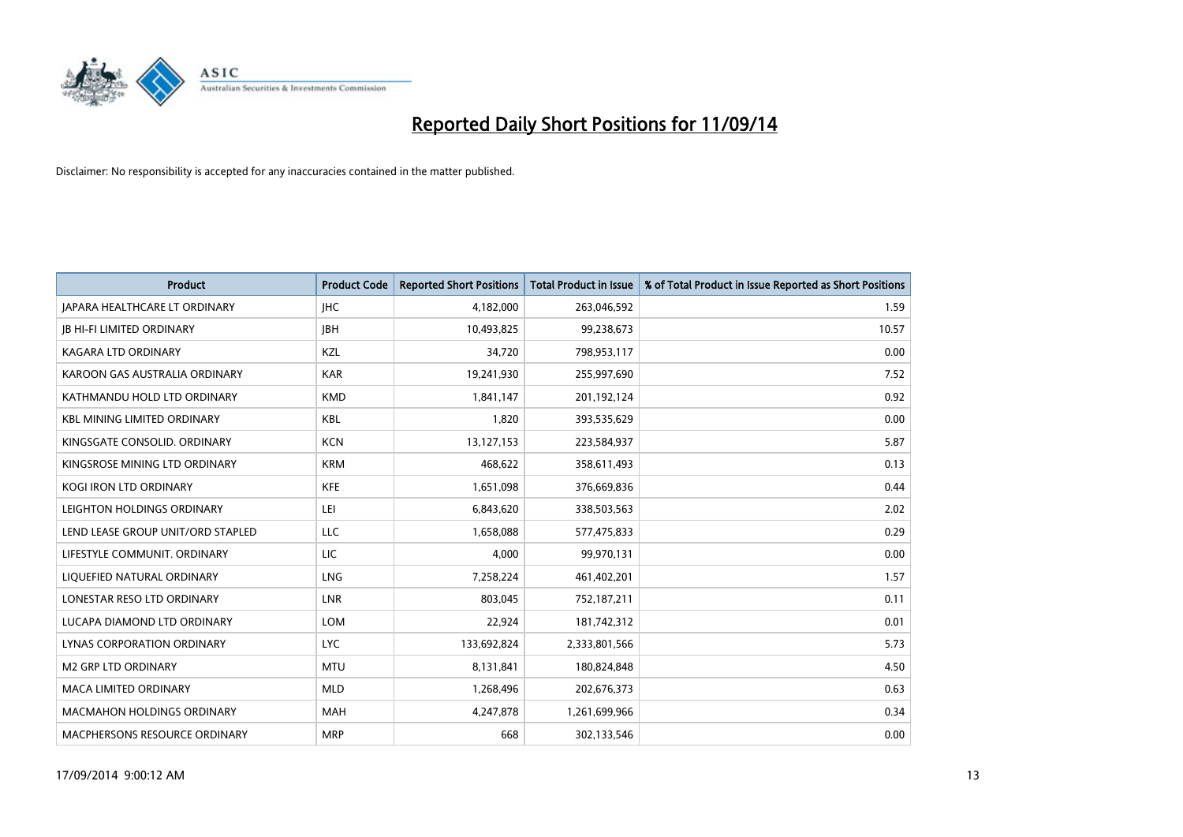# Reported Daily Short Positions for 11/09/14

Disclaimer: No responsibility is accepted for any inaccuracies contained in the matter published.

| Product | Product Code | Reported Short Positions | Total Product in Issue | % of Total Product in Issue Reported as Short Positions |
|---|---|---|---|---|
| JAPARA HEALTHCARE LT ORDINARY | JHC | 4,182,000 | 263,046,592 | 1.59 |
| JB HI-FI LIMITED ORDINARY | JBH | 10,493,825 | 99,238,673 | 10.57 |
| KAGARA LTD ORDINARY | KZL | 34,720 | 798,953,117 | 0.00 |
| KAROON GAS AUSTRALIA ORDINARY | KAR | 19,241,930 | 255,997,690 | 7.52 |
| KATHMANDU HOLD LTD ORDINARY | KMD | 1,841,147 | 201,192,124 | 0.92 |
| KBL MINING LIMITED ORDINARY | KBL | 1,820 | 393,535,629 | 0.00 |
| KINGSGATE CONSOLID. ORDINARY | KCN | 13,127,153 | 223,584,937 | 5.87 |
| KINGSROSE MINING LTD ORDINARY | KRM | 468,622 | 358,611,493 | 0.13 |
| KOGI IRON LTD ORDINARY | KFE | 1,651,098 | 376,669,836 | 0.44 |
| LEIGHTON HOLDINGS ORDINARY | LEI | 6,843,620 | 338,503,563 | 2.02 |
| LEND LEASE GROUP UNIT/ORD STAPLED | LLC | 1,658,088 | 577,475,833 | 0.29 |
| LIFESTYLE COMMUNIT. ORDINARY | LIC | 4,000 | 99,970,131 | 0.00 |
| LIQUEFIED NATURAL ORDINARY | LNG | 7,258,224 | 461,402,201 | 1.57 |
| LONESTAR RESO LTD ORDINARY | LNR | 803,045 | 752,187,211 | 0.11 |
| LUCAPA DIAMOND LTD ORDINARY | LOM | 22,924 | 181,742,312 | 0.01 |
| LYNAS CORPORATION ORDINARY | LYC | 133,692,824 | 2,333,801,566 | 5.73 |
| M2 GRP LTD ORDINARY | MTU | 8,131,841 | 180,824,848 | 4.50 |
| MACA LIMITED ORDINARY | MLD | 1,268,496 | 202,676,373 | 0.63 |
| MACMAHON HOLDINGS ORDINARY | MAH | 4,247,878 | 1,261,699,966 | 0.34 |
| MACPHERSONS RESOURCE ORDINARY | MRP | 668 | 302,133,546 | 0.00 |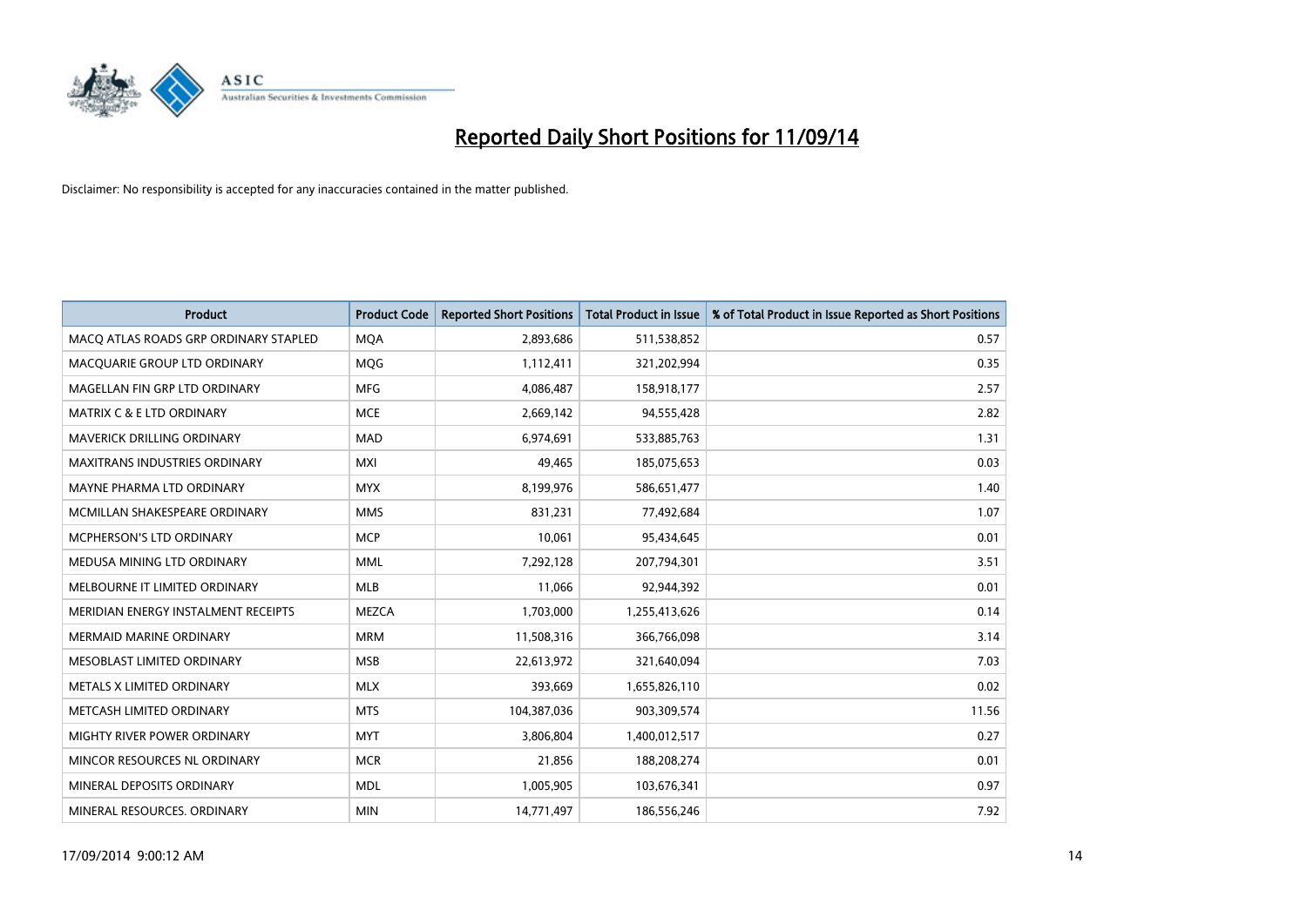# Reported Daily Short Positions for 11/09/14

Disclaimer: No responsibility is accepted for any inaccuracies contained in the matter published.

| Product | Product Code | Reported Short Positions | Total Product in Issue | % of Total Product in Issue Reported as Short Positions |
|---|---|---|---|---|
| MACQ ATLAS ROADS GRP ORDINARY STAPLED | MQA | 2,893,686 | 511,538,852 | 0.57 |
| MACQUARIE GROUP LTD ORDINARY | MQG | 1,112,411 | 321,202,994 | 0.35 |
| MAGELLAN FIN GRP LTD ORDINARY | MFG | 4,086,487 | 158,918,177 | 2.57 |
| MATRIX C & E LTD ORDINARY | MCE | 2,669,142 | 94,555,428 | 2.82 |
| MAVERICK DRILLING ORDINARY | MAD | 6,974,691 | 533,885,763 | 1.31 |
| MAXITRANS INDUSTRIES ORDINARY | MXI | 49,465 | 185,075,653 | 0.03 |
| MAYNE PHARMA LTD ORDINARY | MYX | 8,199,976 | 586,651,477 | 1.40 |
| MCMILLAN SHAKESPEARE ORDINARY | MMS | 831,231 | 77,492,684 | 1.07 |
| MCPHERSON'S LTD ORDINARY | MCP | 10,061 | 95,434,645 | 0.01 |
| MEDUSA MINING LTD ORDINARY | MML | 7,292,128 | 207,794,301 | 3.51 |
| MELBOURNE IT LIMITED ORDINARY | MLB | 11,066 | 92,944,392 | 0.01 |
| MERIDIAN ENERGY INSTALMENT RECEIPTS | MEZCA | 1,703,000 | 1,255,413,626 | 0.14 |
| MERMAID MARINE ORDINARY | MRM | 11,508,316 | 366,766,098 | 3.14 |
| MESOBLAST LIMITED ORDINARY | MSB | 22,613,972 | 321,640,094 | 7.03 |
| METALS X LIMITED ORDINARY | MLX | 393,669 | 1,655,826,110 | 0.02 |
| METCASH LIMITED ORDINARY | MTS | 104,387,036 | 903,309,574 | 11.56 |
| MIGHTY RIVER POWER ORDINARY | MYT | 3,806,804 | 1,400,012,517 | 0.27 |
| MINCOR RESOURCES NL ORDINARY | MCR | 21,856 | 188,208,274 | 0.01 |
| MINERAL DEPOSITS ORDINARY | MDL | 1,005,905 | 103,676,341 | 0.97 |
| MINERAL RESOURCES. ORDINARY | MIN | 14,771,497 | 186,556,246 | 7.92 |

17/09/2014 9:00:12 AM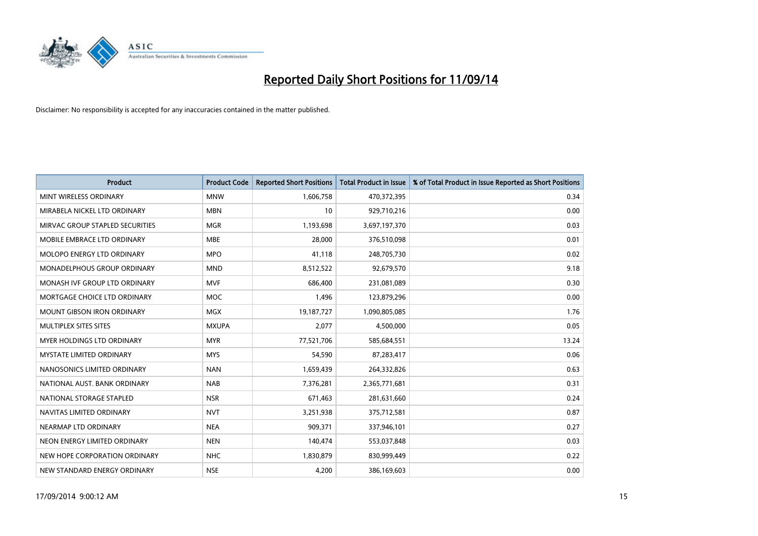# Reported Daily Short Positions for 11/09/14

Disclaimer: No responsibility is accepted for any inaccuracies contained in the matter published.

| Product | Product Code | Reported Short Positions | Total Product in Issue | % of Total Product in Issue Reported as Short Positions |
|---|---|---|---|---|
| MINT WIRELESS ORDINARY | MNW | 1,606,758 | 470,372,395 | 0.34 |
| MIRABELA NICKEL LTD ORDINARY | MBN | 10 | 929,710,216 | 0.00 |
| MIRVAC GROUP STAPLED SECURITIES | MGR | 1,193,698 | 3,697,197,370 | 0.03 |
| MOBILE EMBRACE LTD ORDINARY | MBE | 28,000 | 376,510,098 | 0.01 |
| MOLOPO ENERGY LTD ORDINARY | MPO | 41,118 | 248,705,730 | 0.02 |
| MONADELPHOUS GROUP ORDINARY | MND | 8,512,522 | 92,679,570 | 9.18 |
| MONASH IVF GROUP LTD ORDINARY | MVF | 686,400 | 231,081,089 | 0.30 |
| MORTGAGE CHOICE LTD ORDINARY | MOC | 1,496 | 123,879,296 | 0.00 |
| MOUNT GIBSON IRON ORDINARY | MGX | 19,187,727 | 1,090,805,085 | 1.76 |
| MULTIPLEX SITES SITES | MXUPA | 2,077 | 4,500,000 | 0.05 |
| MYER HOLDINGS LTD ORDINARY | MYR | 77,521,706 | 585,684,551 | 13.24 |
| MYSTATE LIMITED ORDINARY | MYS | 54,590 | 87,283,417 | 0.06 |
| NANOSONICS LIMITED ORDINARY | NAN | 1,659,439 | 264,332,826 | 0.63 |
| NATIONAL AUST. BANK ORDINARY | NAB | 7,376,281 | 2,365,771,681 | 0.31 |
| NATIONAL STORAGE STAPLED | NSR | 671,463 | 281,631,660 | 0.24 |
| NAVITAS LIMITED ORDINARY | NVT | 3,251,938 | 375,712,581 | 0.87 |
| NEARMAP LTD ORDINARY | NEA | 909,371 | 337,946,101 | 0.27 |
| NEON ENERGY LIMITED ORDINARY | NEN | 140,474 | 553,037,848 | 0.03 |
| NEW HOPE CORPORATION ORDINARY | NHC | 1,830,879 | 830,999,449 | 0.22 |
| NEW STANDARD ENERGY ORDINARY | NSE | 4,200 | 386,169,603 | 0.00 |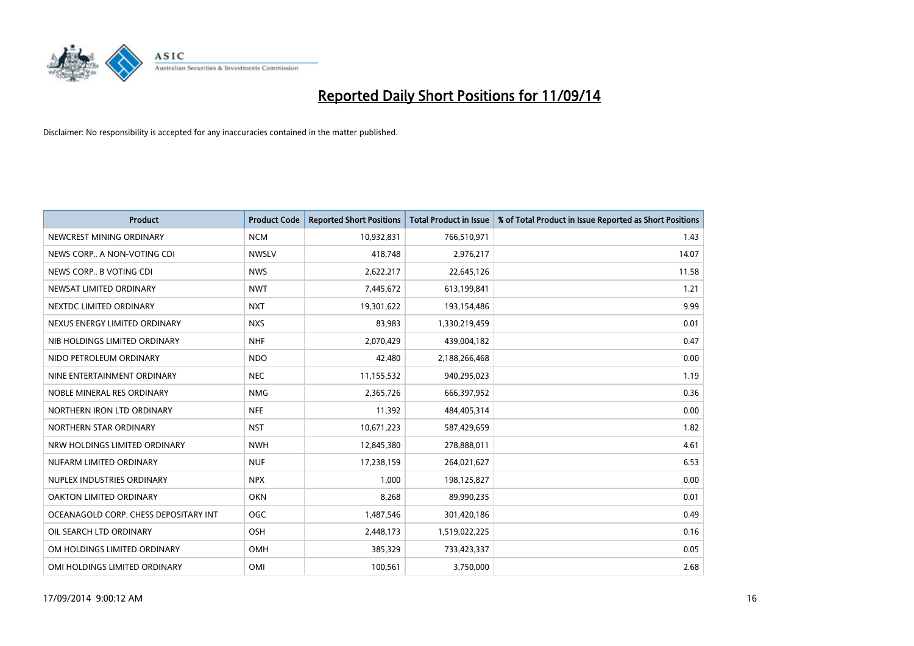# Reported Daily Short Positions for 11/09/14

Disclaimer: No responsibility is accepted for any inaccuracies contained in the matter published.

| Product | Product Code | Reported Short Positions | Total Product in Issue | % of Total Product in Issue Reported as Short Positions |
|---|---|---|---|---|
| NEWCREST MINING ORDINARY | NCM | 10,932,831 | 766,510,971 | 1.43 |
| NEWS CORP.. A NON-VOTING CDI | NWSLV | 418,748 | 2,976,217 | 14.07 |
| NEWS CORP.. B VOTING CDI | NWS | 2,622,217 | 22,645,126 | 11.58 |
| NEWSAT LIMITED ORDINARY | NWT | 7,445,672 | 613,199,841 | 1.21 |
| NEXTDC LIMITED ORDINARY | NXT | 19,301,622 | 193,154,486 | 9.99 |
| NEXUS ENERGY LIMITED ORDINARY | NXS | 83,983 | 1,330,219,459 | 0.01 |
| NIB HOLDINGS LIMITED ORDINARY | NHF | 2,070,429 | 439,004,182 | 0.47 |
| NIDO PETROLEUM ORDINARY | NDO | 42,480 | 2,188,266,468 | 0.00 |
| NINE ENTERTAINMENT ORDINARY | NEC | 11,155,532 | 940,295,023 | 1.19 |
| NOBLE MINERAL RES ORDINARY | NMG | 2,365,726 | 666,397,952 | 0.36 |
| NORTHERN IRON LTD ORDINARY | NFE | 11,392 | 484,405,314 | 0.00 |
| NORTHERN STAR ORDINARY | NST | 10,671,223 | 587,429,659 | 1.82 |
| NRW HOLDINGS LIMITED ORDINARY | NWH | 12,845,380 | 278,888,011 | 4.61 |
| NUFARM LIMITED ORDINARY | NUF | 17,238,159 | 264,021,627 | 6.53 |
| NUPLEX INDUSTRIES ORDINARY | NPX | 1,000 | 198,125,827 | 0.00 |
| OAKTON LIMITED ORDINARY | OKN | 8,268 | 89,990,235 | 0.01 |
| OCEANAGOLD CORP. CHESS DEPOSITARY INT | OGC | 1,487,546 | 301,420,186 | 0.49 |
| OIL SEARCH LTD ORDINARY | OSH | 2,448,173 | 1,519,022,225 | 0.16 |
| OM HOLDINGS LIMITED ORDINARY | OMH | 385,329 | 733,423,337 | 0.05 |
| OMI HOLDINGS LIMITED ORDINARY | OMI | 100,561 | 3,750,000 | 2.68 |

17/09/2014 9:00:12 AM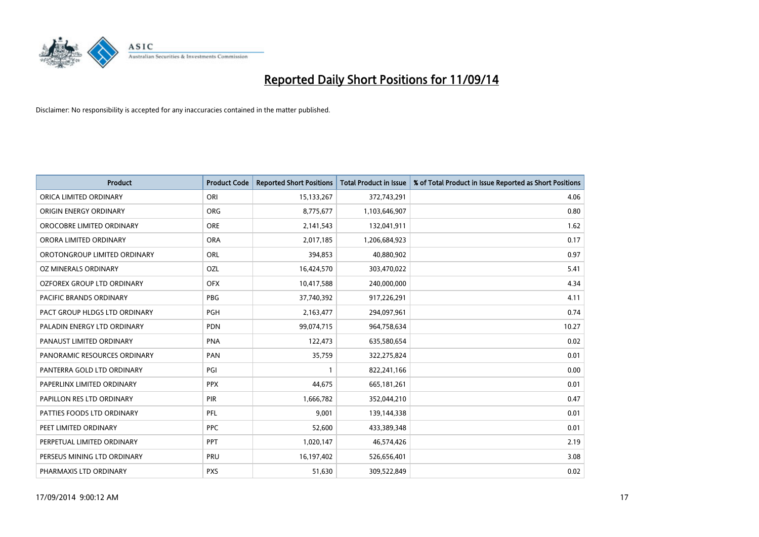# Reported Daily Short Positions for 11/09/14

Disclaimer: No responsibility is accepted for any inaccuracies contained in the matter published.

| Product | Product Code | Reported Short Positions | Total Product in Issue | % of Total Product in Issue Reported as Short Positions |
|---|---|---|---|---|
| ORICA LIMITED ORDINARY | ORI | 15,133,267 | 372,743,291 | 4.06 |
| ORIGIN ENERGY ORDINARY | ORG | 8,775,677 | 1,103,646,907 | 0.80 |
| OROCOBRE LIMITED ORDINARY | ORE | 2,141,543 | 132,041,911 | 1.62 |
| ORORA LIMITED ORDINARY | ORA | 2,017,185 | 1,206,684,923 | 0.17 |
| OROTONGROUP LIMITED ORDINARY | ORL | 394,853 | 40,880,902 | 0.97 |
| OZ MINERALS ORDINARY | OZL | 16,424,570 | 303,470,022 | 5.41 |
| OZFOREX GROUP LTD ORDINARY | OFX | 10,417,588 | 240,000,000 | 4.34 |
| PACIFIC BRANDS ORDINARY | PBG | 37,740,392 | 917,226,291 | 4.11 |
| PACT GROUP HLDGS LTD ORDINARY | PGH | 2,163,477 | 294,097,961 | 0.74 |
| PALADIN ENERGY LTD ORDINARY | PDN | 99,074,715 | 964,758,634 | 10.27 |
| PANAUST LIMITED ORDINARY | PNA | 122,473 | 635,580,654 | 0.02 |
| PANORAMIC RESOURCES ORDINARY | PAN | 35,759 | 322,275,824 | 0.01 |
| PANTERRA GOLD LTD ORDINARY | PGI | 1 | 822,241,166 | 0.00 |
| PAPERLINX LIMITED ORDINARY | PPX | 44,675 | 665,181,261 | 0.01 |
| PAPILLON RES LTD ORDINARY | PIR | 1,666,782 | 352,044,210 | 0.47 |
| PATTIES FOODS LTD ORDINARY | PFL | 9,001 | 139,144,338 | 0.01 |
| PEET LIMITED ORDINARY | PPC | 52,600 | 433,389,348 | 0.01 |
| PERPETUAL LIMITED ORDINARY | PPT | 1,020,147 | 46,574,426 | 2.19 |
| PERSEUS MINING LTD ORDINARY | PRU | 16,197,402 | 526,656,401 | 3.08 |
| PHARMAXIS LTD ORDINARY | PXS | 51,630 | 309,522,849 | 0.02 |

17/09/2014 9:00:12 AM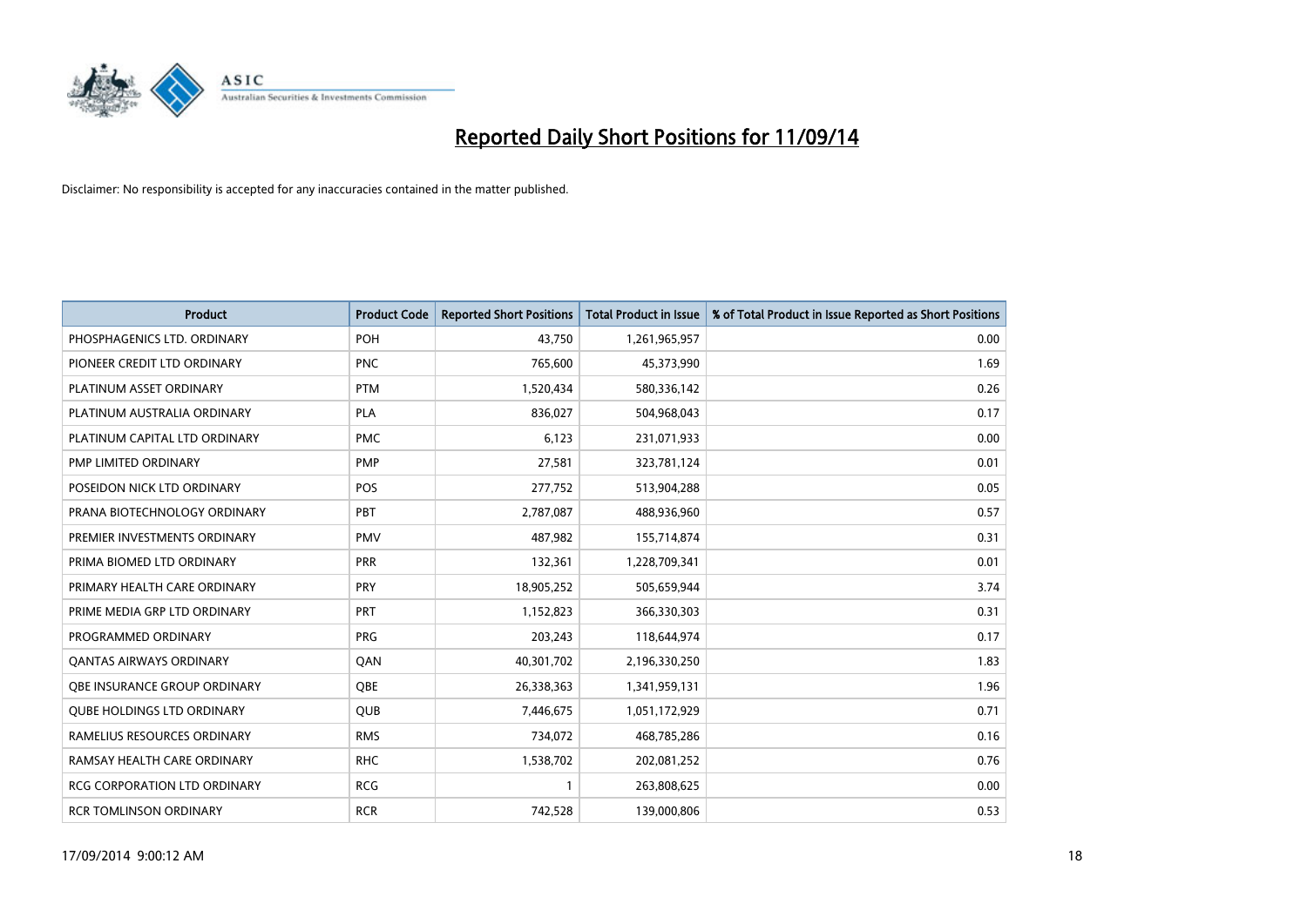# Reported Daily Short Positions for 11/09/14

Disclaimer: No responsibility is accepted for any inaccuracies contained in the matter published.

| Product | Product Code | Reported Short Positions | Total Product in Issue | % of Total Product in Issue Reported as Short Positions |
|---|---|---|---|---|
| PHOSPHAGENICS LTD. ORDINARY | POH | 43,750 | 1,261,965,957 | 0.00 |
| PIONEER CREDIT LTD ORDINARY | PNC | 765,600 | 45,373,990 | 1.69 |
| PLATINUM ASSET ORDINARY | PTM | 1,520,434 | 580,336,142 | 0.26 |
| PLATINUM AUSTRALIA ORDINARY | PLA | 836,027 | 504,968,043 | 0.17 |
| PLATINUM CAPITAL LTD ORDINARY | PMC | 6,123 | 231,071,933 | 0.00 |
| PMP LIMITED ORDINARY | PMP | 27,581 | 323,781,124 | 0.01 |
| POSEIDON NICK LTD ORDINARY | POS | 277,752 | 513,904,288 | 0.05 |
| PRANA BIOTECHNOLOGY ORDINARY | PBT | 2,787,087 | 488,936,960 | 0.57 |
| PREMIER INVESTMENTS ORDINARY | PMV | 487,982 | 155,714,874 | 0.31 |
| PRIMA BIOMED LTD ORDINARY | PRR | 132,361 | 1,228,709,341 | 0.01 |
| PRIMARY HEALTH CARE ORDINARY | PRY | 18,905,252 | 505,659,944 | 3.74 |
| PRIME MEDIA GRP LTD ORDINARY | PRT | 1,152,823 | 366,330,303 | 0.31 |
| PROGRAMMED ORDINARY | PRG | 203,243 | 118,644,974 | 0.17 |
| QANTAS AIRWAYS ORDINARY | QAN | 40,301,702 | 2,196,330,250 | 1.83 |
| QBE INSURANCE GROUP ORDINARY | QBE | 26,338,363 | 1,341,959,131 | 1.96 |
| QUBE HOLDINGS LTD ORDINARY | QUB | 7,446,675 | 1,051,172,929 | 0.71 |
| RAMELIUS RESOURCES ORDINARY | RMS | 734,072 | 468,785,286 | 0.16 |
| RAMSAY HEALTH CARE ORDINARY | RHC | 1,538,702 | 202,081,252 | 0.76 |
| RCG CORPORATION LTD ORDINARY | RCG | 1 | 263,808,625 | 0.00 |
| RCR TOMLINSON ORDINARY | RCR | 742,528 | 139,000,806 | 0.53 |

17/09/2014 9:00:12 AM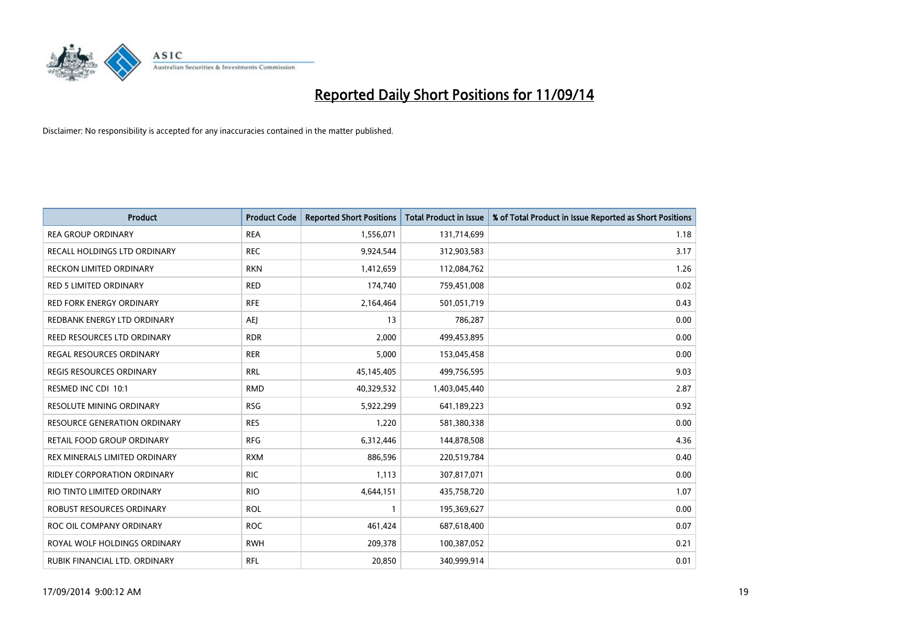# Reported Daily Short Positions for 11/09/14

Disclaimer: No responsibility is accepted for any inaccuracies contained in the matter published.

| Product | Product Code | Reported Short Positions | Total Product in Issue | % of Total Product in Issue Reported as Short Positions |
|---|---|---|---|---|
| REA GROUP ORDINARY | REA | 1,556,071 | 131,714,699 | 1.18 |
| RECALL HOLDINGS LTD ORDINARY | REC | 9,924,544 | 312,903,583 | 3.17 |
| RECKON LIMITED ORDINARY | RKN | 1,412,659 | 112,084,762 | 1.26 |
| RED 5 LIMITED ORDINARY | RED | 174,740 | 759,451,008 | 0.02 |
| RED FORK ENERGY ORDINARY | RFE | 2,164,464 | 501,051,719 | 0.43 |
| REDBANK ENERGY LTD ORDINARY | AEJ | 13 | 786,287 | 0.00 |
| REED RESOURCES LTD ORDINARY | RDR | 2,000 | 499,453,895 | 0.00 |
| REGAL RESOURCES ORDINARY | RER | 5,000 | 153,045,458 | 0.00 |
| REGIS RESOURCES ORDINARY | RRL | 45,145,405 | 499,756,595 | 9.03 |
| RESMED INC CDI 10:1 | RMD | 40,329,532 | 1,403,045,440 | 2.87 |
| RESOLUTE MINING ORDINARY | RSG | 5,922,299 | 641,189,223 | 0.92 |
| RESOURCE GENERATION ORDINARY | RES | 1,220 | 581,380,338 | 0.00 |
| RETAIL FOOD GROUP ORDINARY | RFG | 6,312,446 | 144,878,508 | 4.36 |
| REX MINERALS LIMITED ORDINARY | RXM | 886,596 | 220,519,784 | 0.40 |
| RIDLEY CORPORATION ORDINARY | RIC | 1,113 | 307,817,071 | 0.00 |
| RIO TINTO LIMITED ORDINARY | RIO | 4,644,151 | 435,758,720 | 1.07 |
| ROBUST RESOURCES ORDINARY | ROL | 1 | 195,369,627 | 0.00 |
| ROC OIL COMPANY ORDINARY | ROC | 461,424 | 687,618,400 | 0.07 |
| ROYAL WOLF HOLDINGS ORDINARY | RWH | 209,378 | 100,387,052 | 0.21 |
| RUBIK FINANCIAL LTD. ORDINARY | RFL | 20,850 | 340,999,914 | 0.01 |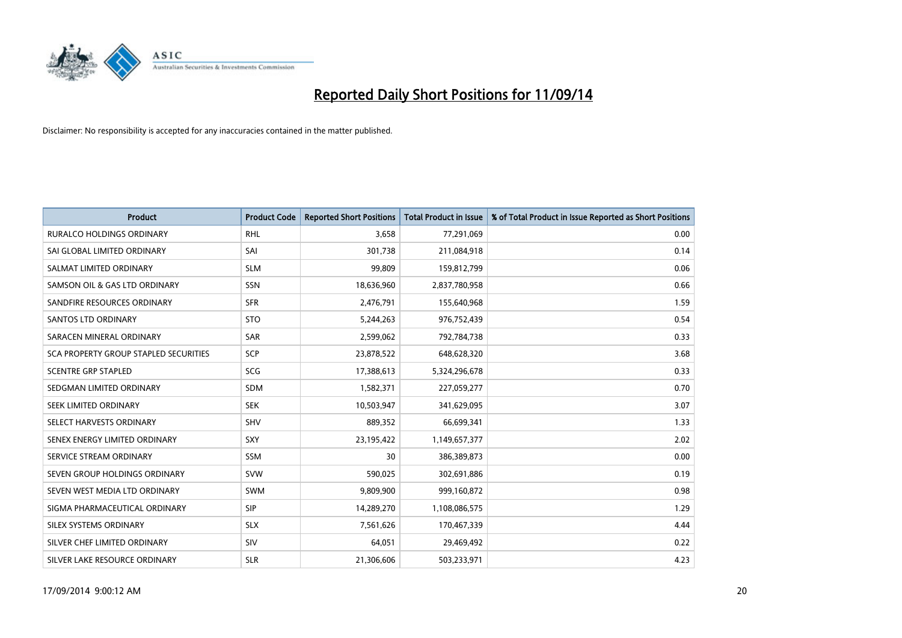# Reported Daily Short Positions for 11/09/14

Disclaimer: No responsibility is accepted for any inaccuracies contained in the matter published.

| Product | Product Code | Reported Short Positions | Total Product in Issue | % of Total Product in Issue Reported as Short Positions |
| --- | --- | --- | --- | --- |
| RURALCO HOLDINGS ORDINARY | RHL | 3,658 | 77,291,069 | 0.00 |
| SAI GLOBAL LIMITED ORDINARY | SAI | 301,738 | 211,084,918 | 0.14 |
| SALMAT LIMITED ORDINARY | SLM | 99,809 | 159,812,799 | 0.06 |
| SAMSON OIL & GAS LTD ORDINARY | SSN | 18,636,960 | 2,837,780,958 | 0.66 |
| SANDFIRE RESOURCES ORDINARY | SFR | 2,476,791 | 155,640,968 | 1.59 |
| SANTOS LTD ORDINARY | STO | 5,244,263 | 976,752,439 | 0.54 |
| SARACEN MINERAL ORDINARY | SAR | 2,599,062 | 792,784,738 | 0.33 |
| SCA PROPERTY GROUP STAPLED SECURITIES | SCP | 23,878,522 | 648,628,320 | 3.68 |
| SCENTRE GRP STAPLED | SCG | 17,388,613 | 5,324,296,678 | 0.33 |
| SEDGMAN LIMITED ORDINARY | SDM | 1,582,371 | 227,059,277 | 0.70 |
| SEEK LIMITED ORDINARY | SEK | 10,503,947 | 341,629,095 | 3.07 |
| SELECT HARVESTS ORDINARY | SHV | 889,352 | 66,699,341 | 1.33 |
| SENEX ENERGY LIMITED ORDINARY | SXY | 23,195,422 | 1,149,657,377 | 2.02 |
| SERVICE STREAM ORDINARY | SSM | 30 | 386,389,873 | 0.00 |
| SEVEN GROUP HOLDINGS ORDINARY | SVW | 590,025 | 302,691,886 | 0.19 |
| SEVEN WEST MEDIA LTD ORDINARY | SWM | 9,809,900 | 999,160,872 | 0.98 |
| SIGMA PHARMACEUTICAL ORDINARY | SIP | 14,289,270 | 1,108,086,575 | 1.29 |
| SILEX SYSTEMS ORDINARY | SLX | 7,561,626 | 170,467,339 | 4.44 |
| SILVER CHEF LIMITED ORDINARY | SIV | 64,051 | 29,469,492 | 0.22 |
| SILVER LAKE RESOURCE ORDINARY | SLR | 21,306,606 | 503,233,971 | 4.23 |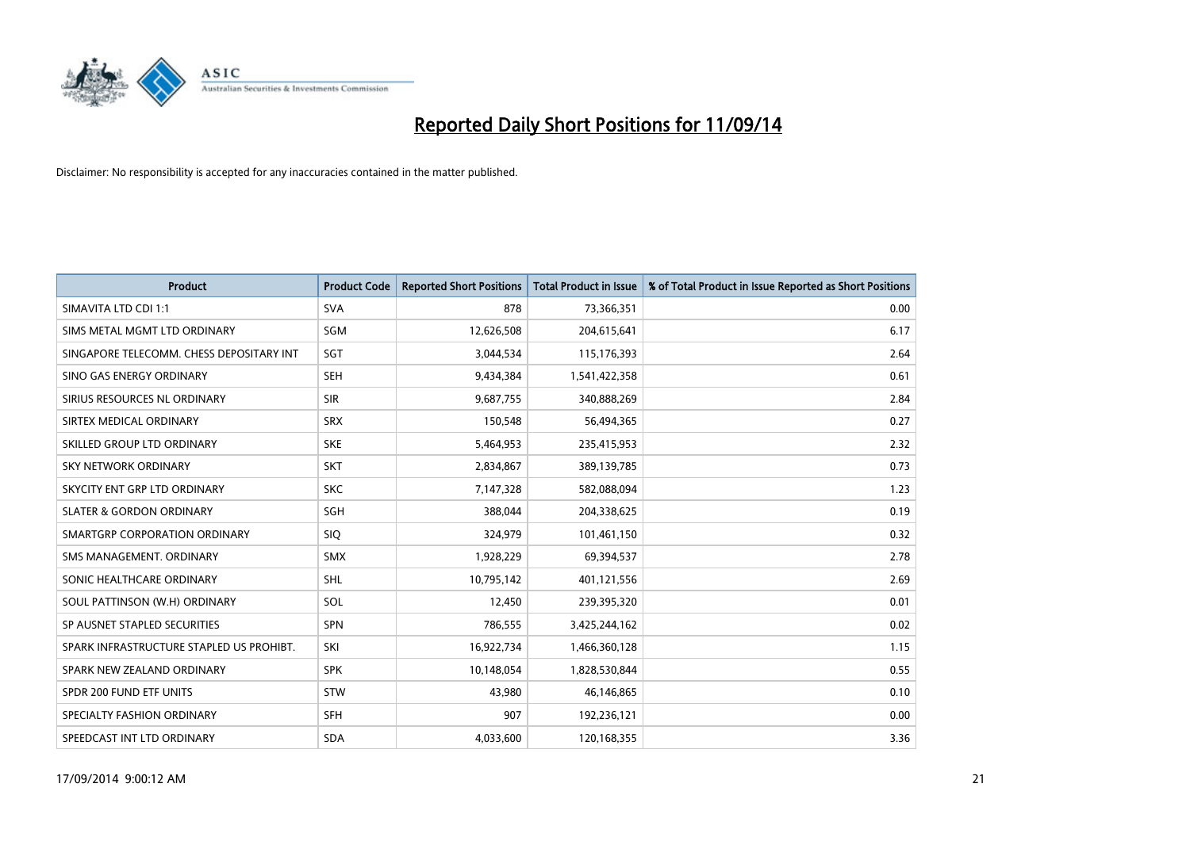# Reported Daily Short Positions for 11/09/14

Disclaimer: No responsibility is accepted for any inaccuracies contained in the matter published.

| Product | Product Code | Reported Short Positions | Total Product in Issue | % of Total Product in Issue Reported as Short Positions |
|---|---|---|---|---|
| SIMAVITA LTD CDI 1:1 | SVA | 878 | 73,366,351 | 0.00 |
| SIMS METAL MGMT LTD ORDINARY | SGM | 12,626,508 | 204,615,641 | 6.17 |
| SINGAPORE TELECOMM. CHESS DEPOSITARY INT | SGT | 3,044,534 | 115,176,393 | 2.64 |
| SINO GAS ENERGY ORDINARY | SEH | 9,434,384 | 1,541,422,358 | 0.61 |
| SIRIUS RESOURCES NL ORDINARY | SIR | 9,687,755 | 340,888,269 | 2.84 |
| SIRTEX MEDICAL ORDINARY | SRX | 150,548 | 56,494,365 | 0.27 |
| SKILLED GROUP LTD ORDINARY | SKE | 5,464,953 | 235,415,953 | 2.32 |
| SKY NETWORK ORDINARY | SKT | 2,834,867 | 389,139,785 | 0.73 |
| SKYCITY ENT GRP LTD ORDINARY | SKC | 7,147,328 | 582,088,094 | 1.23 |
| SLATER & GORDON ORDINARY | SGH | 388,044 | 204,338,625 | 0.19 |
| SMARTGRP CORPORATION ORDINARY | SIQ | 324,979 | 101,461,150 | 0.32 |
| SMS MANAGEMENT. ORDINARY | SMX | 1,928,229 | 69,394,537 | 2.78 |
| SONIC HEALTHCARE ORDINARY | SHL | 10,795,142 | 401,121,556 | 2.69 |
| SOUL PATTINSON (W.H) ORDINARY | SOL | 12,450 | 239,395,320 | 0.01 |
| SP AUSNET STAPLED SECURITIES | SPN | 786,555 | 3,425,244,162 | 0.02 |
| SPARK INFRASTRUCTURE STAPLED US PROHIBT. | SKI | 16,922,734 | 1,466,360,128 | 1.15 |
| SPARK NEW ZEALAND ORDINARY | SPK | 10,148,054 | 1,828,530,844 | 0.55 |
| SPDR 200 FUND ETF UNITS | STW | 43,980 | 46,146,865 | 0.10 |
| SPECIALTY FASHION ORDINARY | SFH | 907 | 192,236,121 | 0.00 |
| SPEEDCAST INT LTD ORDINARY | SDA | 4,033,600 | 120,168,355 | 3.36 |

17/09/2014 9:00:12 AM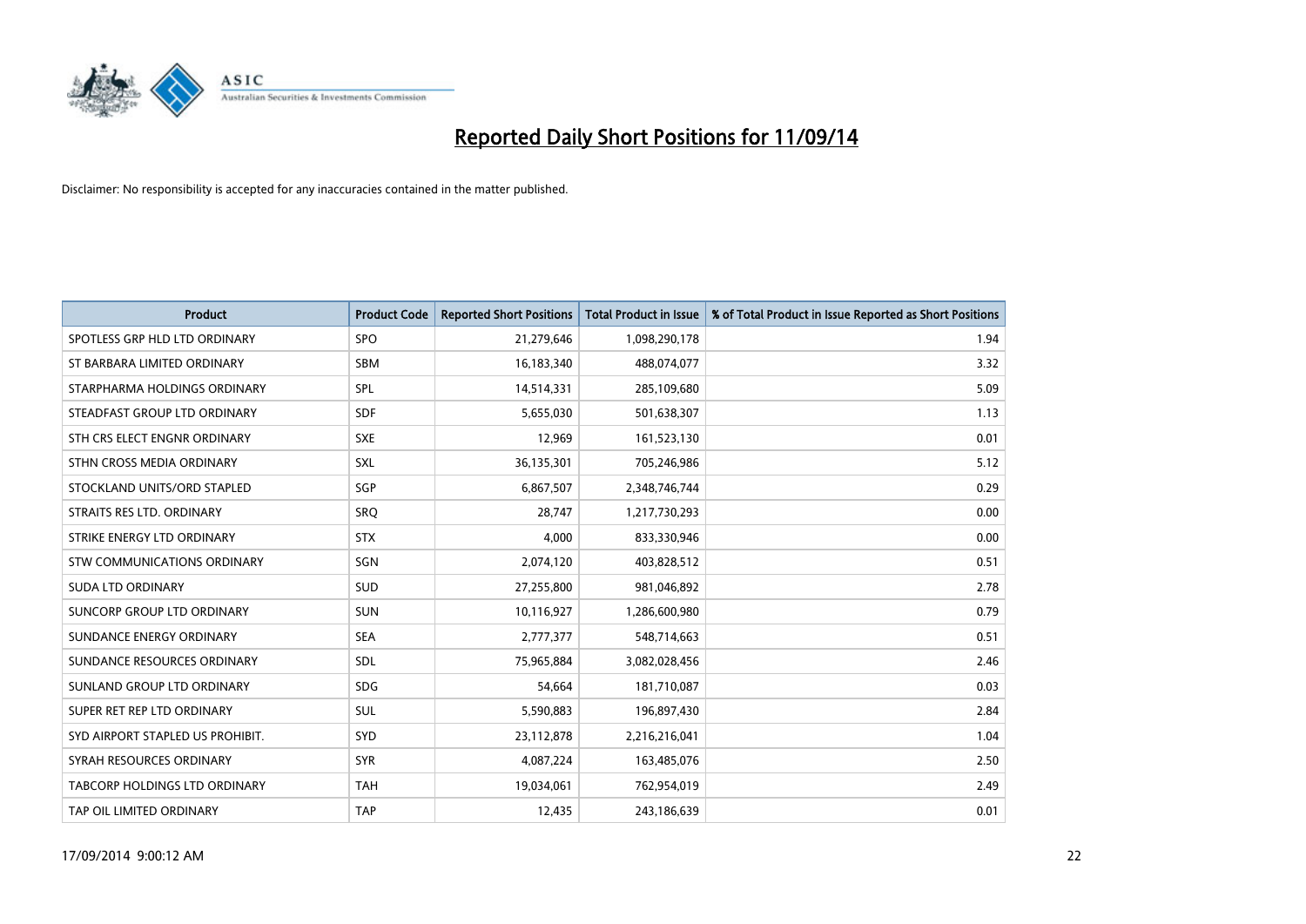# Reported Daily Short Positions for 11/09/14

Disclaimer: No responsibility is accepted for any inaccuracies contained in the matter published.

| Product | Product Code | Reported Short Positions | Total Product in Issue | % of Total Product in Issue Reported as Short Positions |
|---|---|---|---|---|
| SPOTLESS GRP HLD LTD ORDINARY | SPO | 21,279,646 | 1,098,290,178 | 1.94 |
| ST BARBARA LIMITED ORDINARY | SBM | 16,183,340 | 488,074,077 | 3.32 |
| STARPHARMA HOLDINGS ORDINARY | SPL | 14,514,331 | 285,109,680 | 5.09 |
| STEADFAST GROUP LTD ORDINARY | SDF | 5,655,030 | 501,638,307 | 1.13 |
| STH CRS ELECT ENGNR ORDINARY | SXE | 12,969 | 161,523,130 | 0.01 |
| STHN CROSS MEDIA ORDINARY | SXL | 36,135,301 | 705,246,986 | 5.12 |
| STOCKLAND UNITS/ORD STAPLED | SGP | 6,867,507 | 2,348,746,744 | 0.29 |
| STRAITS RES LTD. ORDINARY | SRQ | 28,747 | 1,217,730,293 | 0.00 |
| STRIKE ENERGY LTD ORDINARY | STX | 4,000 | 833,330,946 | 0.00 |
| STW COMMUNICATIONS ORDINARY | SGN | 2,074,120 | 403,828,512 | 0.51 |
| SUDA LTD ORDINARY | SUD | 27,255,800 | 981,046,892 | 2.78 |
| SUNCORP GROUP LTD ORDINARY | SUN | 10,116,927 | 1,286,600,980 | 0.79 |
| SUNDANCE ENERGY ORDINARY | SEA | 2,777,377 | 548,714,663 | 0.51 |
| SUNDANCE RESOURCES ORDINARY | SDL | 75,965,884 | 3,082,028,456 | 2.46 |
| SUNLAND GROUP LTD ORDINARY | SDG | 54,664 | 181,710,087 | 0.03 |
| SUPER RET REP LTD ORDINARY | SUL | 5,590,883 | 196,897,430 | 2.84 |
| SYD AIRPORT STAPLED US PROHIBIT. | SYD | 23,112,878 | 2,216,216,041 | 1.04 |
| SYRAH RESOURCES ORDINARY | SYR | 4,087,224 | 163,485,076 | 2.50 |
| TABCORP HOLDINGS LTD ORDINARY | TAH | 19,034,061 | 762,954,019 | 2.49 |
| TAP OIL LIMITED ORDINARY | TAP | 12,435 | 243,186,639 | 0.01 |

17/09/2014 9:00:12 AM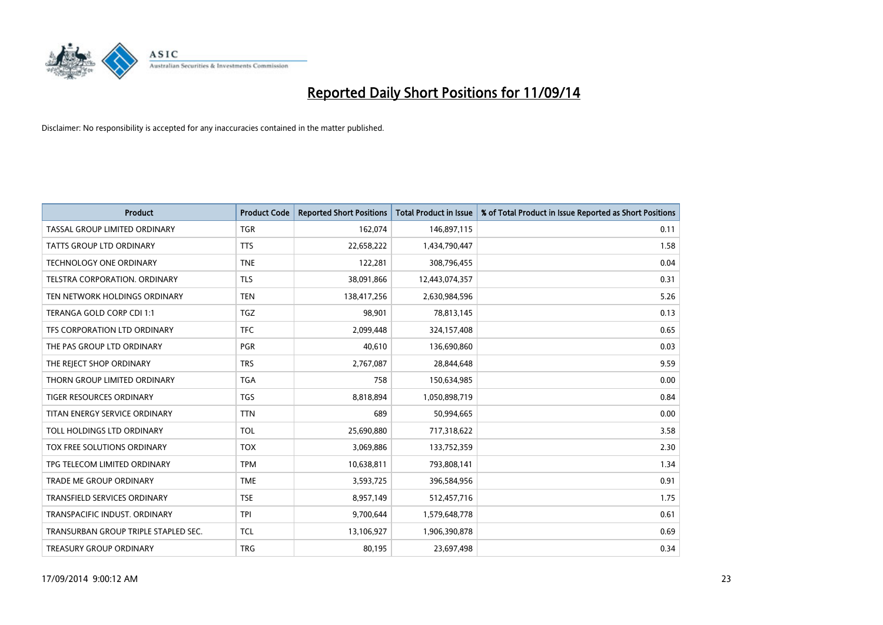# Reported Daily Short Positions for 11/09/14

Disclaimer: No responsibility is accepted for any inaccuracies contained in the matter published.

| Product | Product Code | Reported Short Positions | Total Product in Issue | % of Total Product in Issue Reported as Short Positions |
|---|---|---|---|---|
| TASSAL GROUP LIMITED ORDINARY | TGR | 162,074 | 146,897,115 | 0.11 |
| TATTS GROUP LTD ORDINARY | TTS | 22,658,222 | 1,434,790,447 | 1.58 |
| TECHNOLOGY ONE ORDINARY | TNE | 122,281 | 308,796,455 | 0.04 |
| TELSTRA CORPORATION. ORDINARY | TLS | 38,091,866 | 12,443,074,357 | 0.31 |
| TEN NETWORK HOLDINGS ORDINARY | TEN | 138,417,256 | 2,630,984,596 | 5.26 |
| TERANGA GOLD CORP CDI 1:1 | TGZ | 98,901 | 78,813,145 | 0.13 |
| TFS CORPORATION LTD ORDINARY | TFC | 2,099,448 | 324,157,408 | 0.65 |
| THE PAS GROUP LTD ORDINARY | PGR | 40,610 | 136,690,860 | 0.03 |
| THE REJECT SHOP ORDINARY | TRS | 2,767,087 | 28,844,648 | 9.59 |
| THORN GROUP LIMITED ORDINARY | TGA | 758 | 150,634,985 | 0.00 |
| TIGER RESOURCES ORDINARY | TGS | 8,818,894 | 1,050,898,719 | 0.84 |
| TITAN ENERGY SERVICE ORDINARY | TTN | 689 | 50,994,665 | 0.00 |
| TOLL HOLDINGS LTD ORDINARY | TOL | 25,690,880 | 717,318,622 | 3.58 |
| TOX FREE SOLUTIONS ORDINARY | TOX | 3,069,886 | 133,752,359 | 2.30 |
| TPG TELECOM LIMITED ORDINARY | TPM | 10,638,811 | 793,808,141 | 1.34 |
| TRADE ME GROUP ORDINARY | TME | 3,593,725 | 396,584,956 | 0.91 |
| TRANSFIELD SERVICES ORDINARY | TSE | 8,957,149 | 512,457,716 | 1.75 |
| TRANSPACIFIC INDUST. ORDINARY | TPI | 9,700,644 | 1,579,648,778 | 0.61 |
| TRANSURBAN GROUP TRIPLE STAPLED SEC. | TCL | 13,106,927 | 1,906,390,878 | 0.69 |
| TREASURY GROUP ORDINARY | TRG | 80,195 | 23,697,498 | 0.34 |

17/09/2014 9:00:12 AM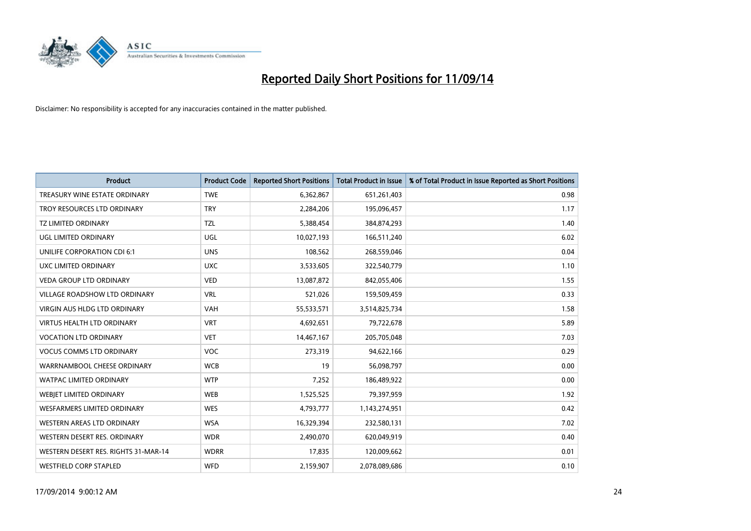# Reported Daily Short Positions for 11/09/14

Disclaimer: No responsibility is accepted for any inaccuracies contained in the matter published.

| Product | Product Code | Reported Short Positions | Total Product in Issue | % of Total Product in Issue Reported as Short Positions |
|---|---|---|---|---|
| TREASURY WINE ESTATE ORDINARY | TWE | 6,362,867 | 651,261,403 | 0.98 |
| TROY RESOURCES LTD ORDINARY | TRY | 2,284,206 | 195,096,457 | 1.17 |
| TZ LIMITED ORDINARY | TZL | 5,388,454 | 384,874,293 | 1.40 |
| UGL LIMITED ORDINARY | UGL | 10,027,193 | 166,511,240 | 6.02 |
| UNILIFE CORPORATION CDI 6:1 | UNS | 108,562 | 268,559,046 | 0.04 |
| UXC LIMITED ORDINARY | UXC | 3,533,605 | 322,540,779 | 1.10 |
| VEDA GROUP LTD ORDINARY | VED | 13,087,872 | 842,055,406 | 1.55 |
| VILLAGE ROADSHOW LTD ORDINARY | VRL | 521,026 | 159,509,459 | 0.33 |
| VIRGIN AUS HLDG LTD ORDINARY | VAH | 55,533,571 | 3,514,825,734 | 1.58 |
| VIRTUS HEALTH LTD ORDINARY | VRT | 4,692,651 | 79,722,678 | 5.89 |
| VOCATION LTD ORDINARY | VET | 14,467,167 | 205,705,048 | 7.03 |
| VOCUS COMMS LTD ORDINARY | VOC | 273,319 | 94,622,166 | 0.29 |
| WARRNAMBOOL CHEESE ORDINARY | WCB | 19 | 56,098,797 | 0.00 |
| WATPAC LIMITED ORDINARY | WTP | 7,252 | 186,489,922 | 0.00 |
| WEBJET LIMITED ORDINARY | WEB | 1,525,525 | 79,397,959 | 1.92 |
| WESFARMERS LIMITED ORDINARY | WES | 4,793,777 | 1,143,274,951 | 0.42 |
| WESTERN AREAS LTD ORDINARY | WSA | 16,329,394 | 232,580,131 | 7.02 |
| WESTERN DESERT RES. ORDINARY | WDR | 2,490,070 | 620,049,919 | 0.40 |
| WESTERN DESERT RES. RIGHTS 31-MAR-14 | WDRR | 17,835 | 120,009,662 | 0.01 |
| WESTFIELD CORP STAPLED | WFD | 2,159,907 | 2,078,089,686 | 0.10 |

17/09/2014 9:00:12 AM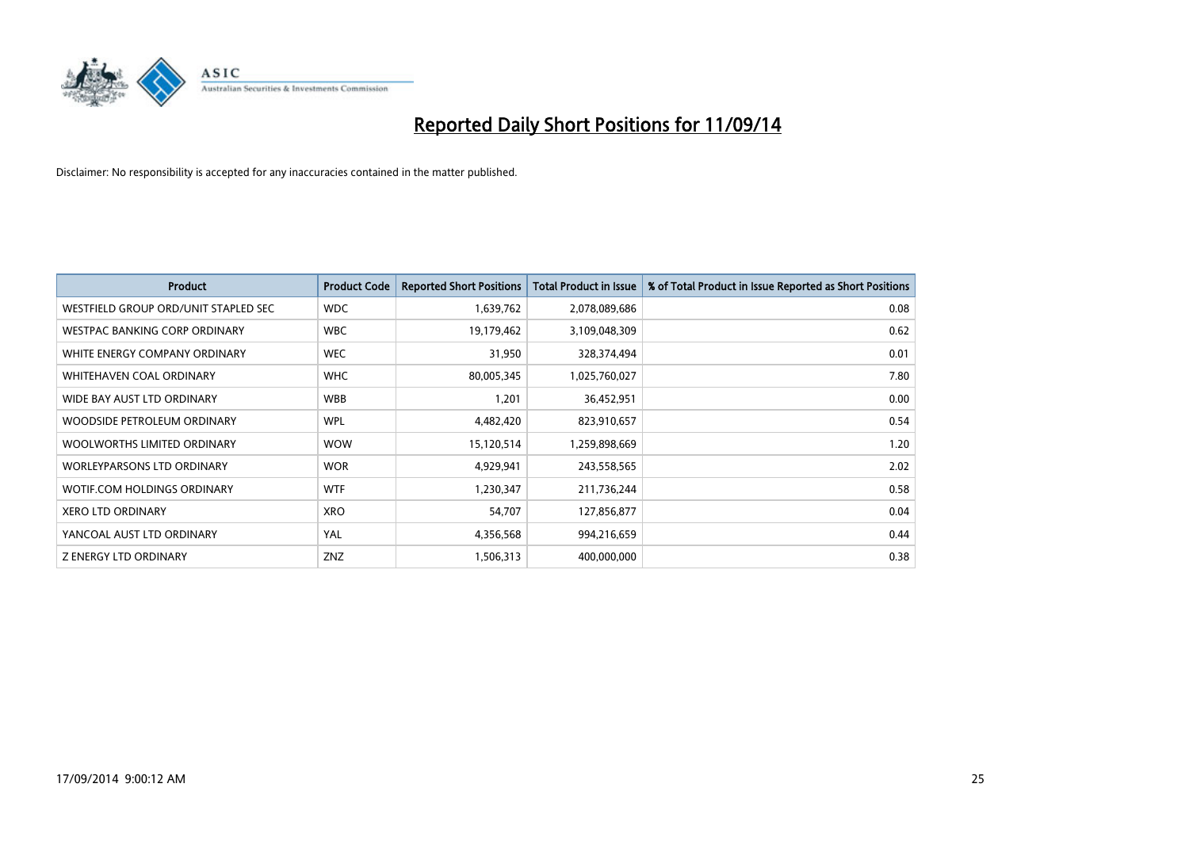# Reported Daily Short Positions for 11/09/14

Disclaimer: No responsibility is accepted for any inaccuracies contained in the matter published.

| Product | Product Code | Reported Short Positions | Total Product in Issue | % of Total Product in Issue Reported as Short Positions |
|---|---|---|---|---|
| WESTFIELD GROUP ORD/UNIT STAPLED SEC | WDC | 1,639,762 | 2,078,089,686 | 0.08 |
| WESTPAC BANKING CORP ORDINARY | WBC | 19,179,462 | 3,109,048,309 | 0.62 |
| WHITE ENERGY COMPANY ORDINARY | WEC | 31,950 | 328,374,494 | 0.01 |
| WHITEHAVEN COAL ORDINARY | WHC | 80,005,345 | 1,025,760,027 | 7.80 |
| WIDE BAY AUST LTD ORDINARY | WBB | 1,201 | 36,452,951 | 0.00 |
| WOODSIDE PETROLEUM ORDINARY | WPL | 4,482,420 | 823,910,657 | 0.54 |
| WOOLWORTHS LIMITED ORDINARY | WOW | 15,120,514 | 1,259,898,669 | 1.20 |
| WORLEYPARSONS LTD ORDINARY | WOR | 4,929,941 | 243,558,565 | 2.02 |
| WOTIF.COM HOLDINGS ORDINARY | WTF | 1,230,347 | 211,736,244 | 0.58 |
| XERO LTD ORDINARY | XRO | 54,707 | 127,856,877 | 0.04 |
| YANCOAL AUST LTD ORDINARY | YAL | 4,356,568 | 994,216,659 | 0.44 |
| Z ENERGY LTD ORDINARY | ZNZ | 1,506,313 | 400,000,000 | 0.38 |

17/09/2014 9:00:12 AM